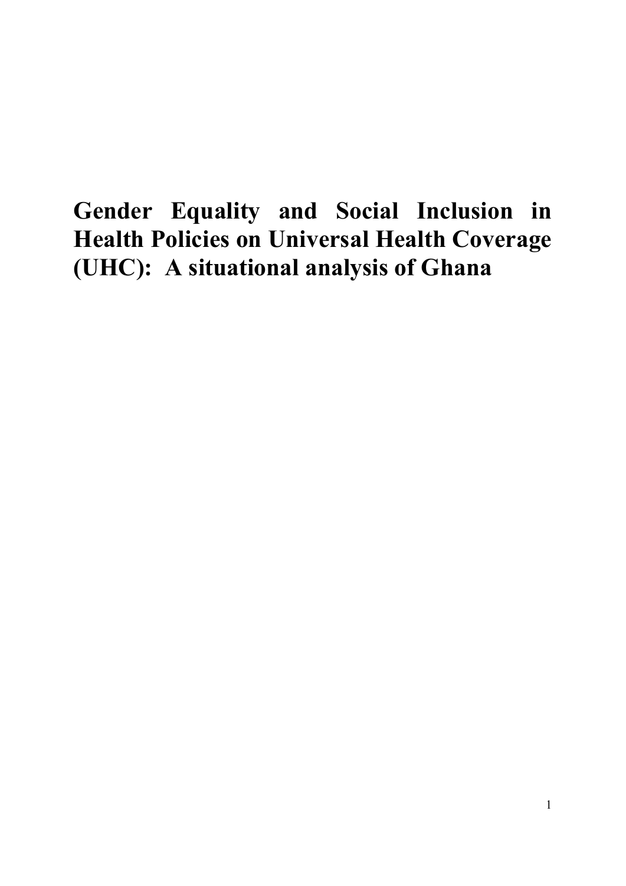# Gender Equality and Social Inclusion in Health Policies on Universal Health Coverage (UHC): A situational analysis of Ghana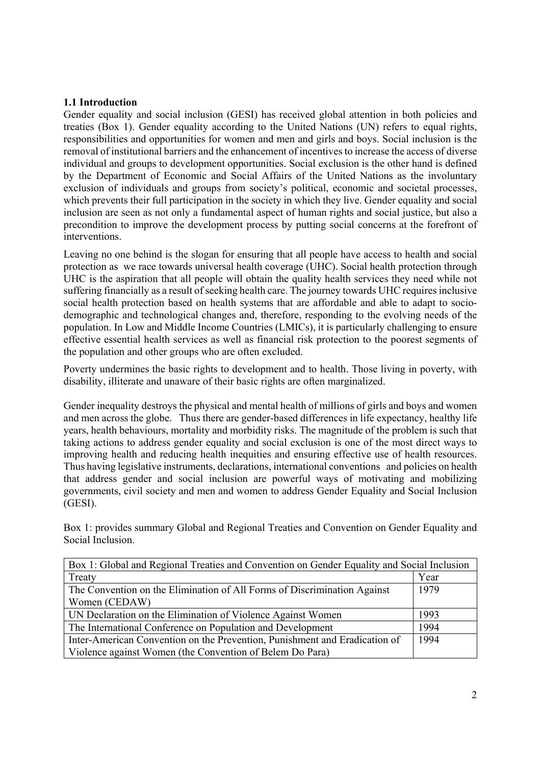### 1.1 Introduction

Gender equality and social inclusion (GESI) has received global attention in both policies and treaties (Box 1). Gender equality according to the United Nations (UN) refers to equal rights, responsibilities and opportunities for women and men and girls and boys. Social inclusion is the removal of institutional barriers and the enhancement of incentives to increase the access of diverse individual and groups to development opportunities. Social exclusion is the other hand is defined by the Department of Economic and Social Affairs of the United Nations as the involuntary exclusion of individuals and groups from society's political, economic and societal processes, which prevents their full participation in the society in which they live. Gender equality and social inclusion are seen as not only a fundamental aspect of human rights and social justice, but also a precondition to improve the development process by putting social concerns at the forefront of interventions.

Leaving no one behind is the slogan for ensuring that all people have access to health and social protection as we race towards universal health coverage (UHC). Social health protection through UHC is the aspiration that all people will obtain the quality health services they need while not suffering financially as a result of seeking health care. The journey towards UHC requires inclusive social health protection based on health systems that are affordable and able to adapt to socio-demographic and technological changes and, therefore, responding to the evolving needs of the population. In Low and Middle Income Countries (LMICs), it is particularly challenging to ensure effective essential health services as well as financial risk protection to the poorest segments of the population and other groups who are often excluded.

Poverty undermines the basic rights to development and to health. Those living in poverty, with disability, illiterate and unaware of their basic rights are often marginalized.

Gender inequality destroys the physical and mental health of millions of girls and boys and women and men across the globe. Thus there are gender-based differences in life expectancy, healthy life years, health behaviours, mortality and morbidity risks. The magnitude of the problem is such that taking actions to address gender equality and social exclusion is one of the most direct ways to improving health and reducing health inequities and ensuring effective use of health resources. Thus having legislative instruments, declarations, international conventions and policies on health that address gender and social inclusion are powerful ways of motivating and mobilizing governments, civil society and men and women to address Gender Equality and Social Inclusion (GESI).

Box 1: provides summary Global and Regional Treaties and Convention on Gender Equality and Social Inclusion.

| Box 1: Global and Regional Treaties and Convention on Gender Equality and Social Inclusion | |
|---|---|
| Treaty | Year |
| The Convention on the Elimination of All Forms of Discrimination Against Women (CEDAW) | 1979 |
| UN Declaration on the Elimination of Violence Against Women | 1993 |
| The International Conference on Population and Development | 1994 |
| Inter-American Convention on the Prevention, Punishment and Eradication of Violence against Women (the Convention of Belem Do Para) | 1994 |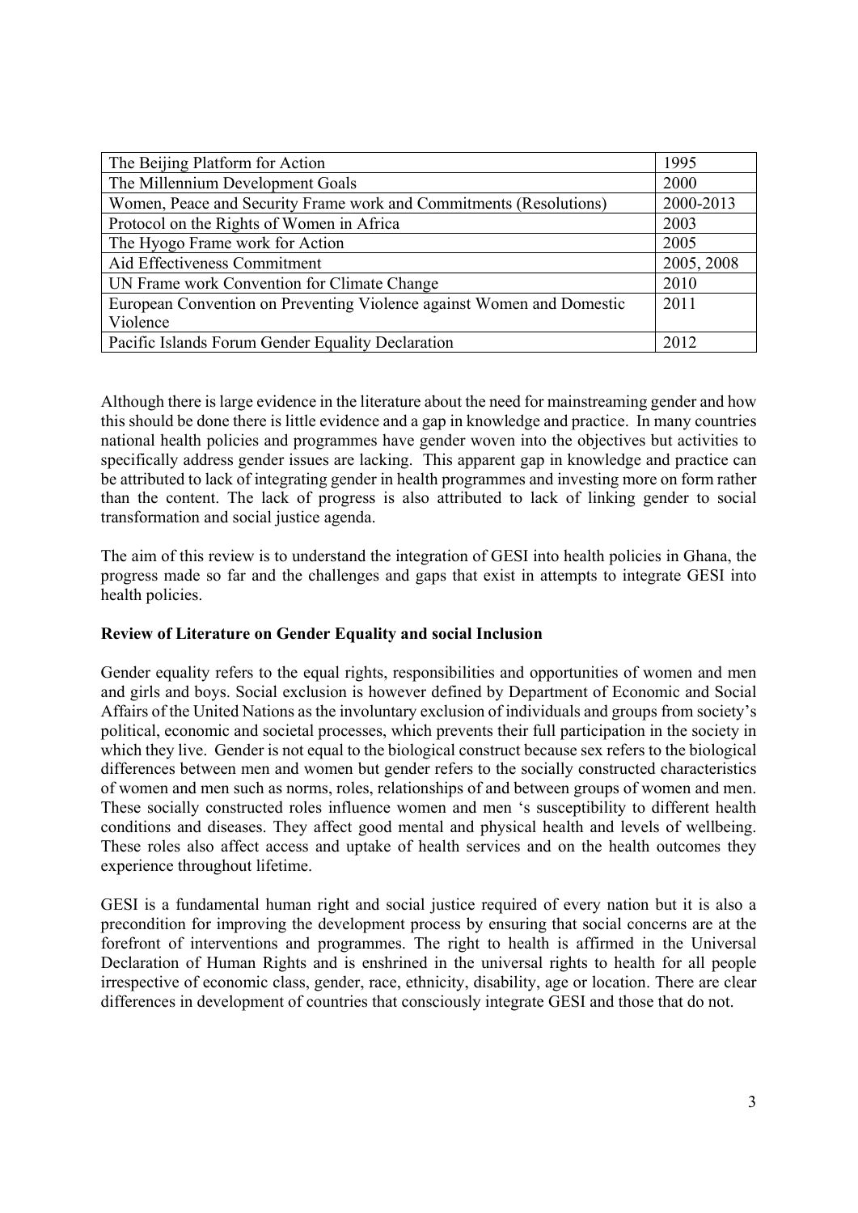| The Beijing Platform for Action | 1995 |
|---|---|
| The Millennium Development Goals | 2000 |
| Women, Peace and Security Frame work and Commitments (Resolutions) | 2000-2013 |
| Protocol on the Rights of Women in Africa | 2003 |
| The Hyogo Frame work for Action | 2005 |
| Aid Effectiveness Commitment | 2005, 2008 |
| UN Frame work Convention for Climate Change | 2010 |
| European Convention on Preventing Violence against Women and Domestic Violence | 2011 |
| Pacific Islands Forum Gender Equality Declaration | 2012 |

Although there is large evidence in the literature about the need for mainstreaming gender and how this should be done there is little evidence and a gap in knowledge and practice. In many countries national health policies and programmes have gender woven into the objectives but activities to specifically address gender issues are lacking. This apparent gap in knowledge and practice can be attributed to lack of integrating gender in health programmes and investing more on form rather than the content. The lack of progress is also attributed to lack of linking gender to social transformation and social justice agenda.

The aim of this review is to understand the integration of GESI into health policies in Ghana, the progress made so far and the challenges and gaps that exist in attempts to integrate GESI into health policies.

**Review of Literature on Gender Equality and social Inclusion**

Gender equality refers to the equal rights, responsibilities and opportunities of women and men and girls and boys. Social exclusion is however defined by Department of Economic and Social Affairs of the United Nations as the involuntary exclusion of individuals and groups from society's political, economic and societal processes, which prevents their full participation in the society in which they live. Gender is not equal to the biological construct because sex refers to the biological differences between men and women but gender refers to the socially constructed characteristics of women and men such as norms, roles, relationships of and between groups of women and men. These socially constructed roles influence women and men 's susceptibility to different health conditions and diseases. They affect good mental and physical health and levels of wellbeing. These roles also affect access and uptake of health services and on the health outcomes they experience throughout lifetime.

GESI is a fundamental human right and social justice required of every nation but it is also a precondition for improving the development process by ensuring that social concerns are at the forefront of interventions and programmes. The right to health is affirmed in the Universal Declaration of Human Rights and is enshrined in the universal rights to health for all people irrespective of economic class, gender, race, ethnicity, disability, age or location. There are clear differences in development of countries that consciously integrate GESI and those that do not.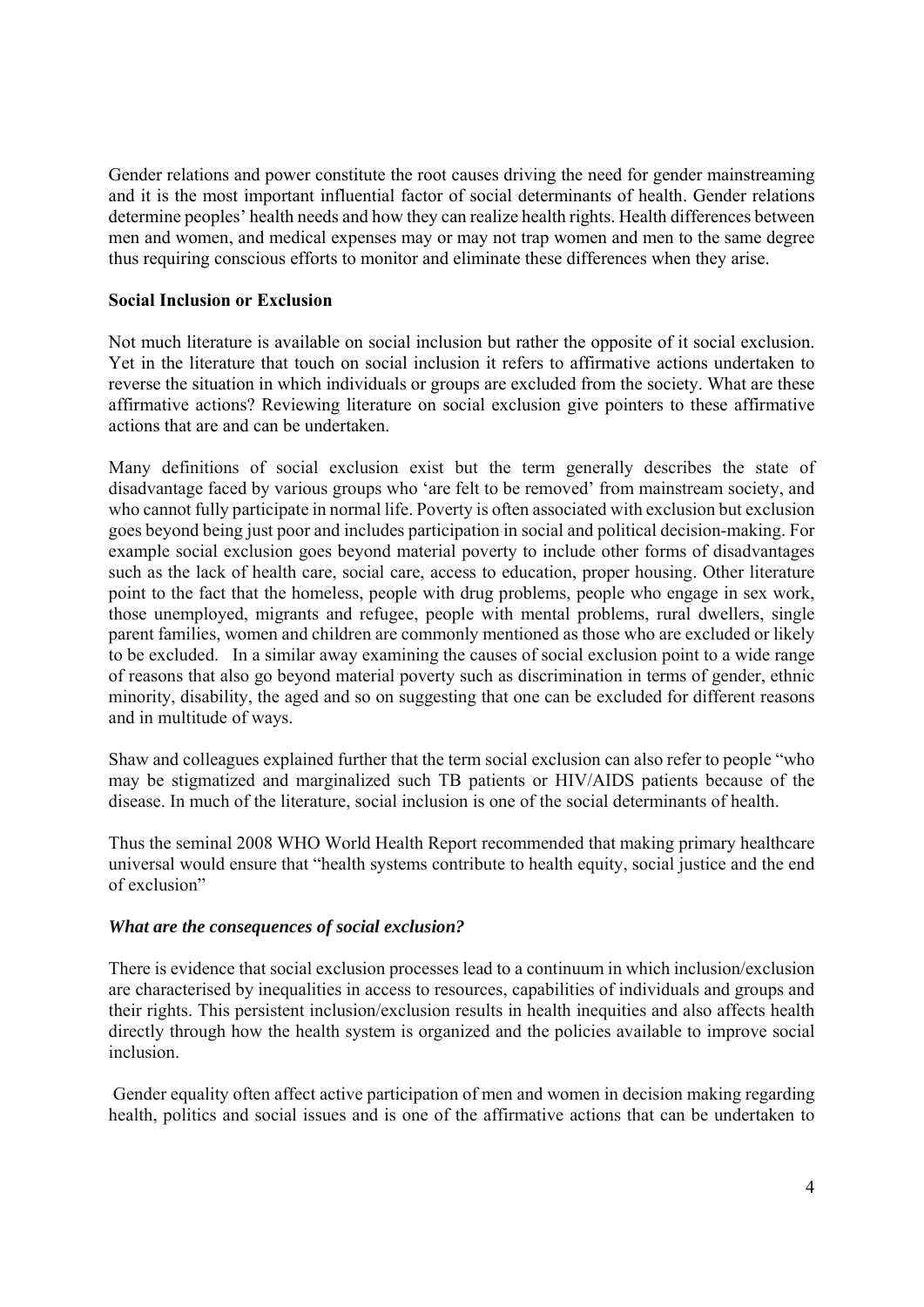Gender relations and power constitute the root causes driving the need for gender mainstreaming and it is the most important influential factor of social determinants of health. Gender relations determine peoples' health needs and how they can realize health rights. Health differences between men and women, and medical expenses may or may not trap women and men to the same degree thus requiring conscious efforts to monitor and eliminate these differences when they arise.

**Social Inclusion or Exclusion**

Not much literature is available on social inclusion but rather the opposite of it social exclusion. Yet in the literature that touch on social inclusion it refers to affirmative actions undertaken to reverse the situation in which individuals or groups are excluded from the society. What are these affirmative actions? Reviewing literature on social exclusion give pointers to these affirmative actions that are and can be undertaken.

Many definitions of social exclusion exist but the term generally describes the state of disadvantage faced by various groups who 'are felt to be removed' from mainstream society, and who cannot fully participate in normal life. Poverty is often associated with exclusion but exclusion goes beyond being just poor and includes participation in social and political decision-making. For example social exclusion goes beyond material poverty to include other forms of disadvantages such as the lack of health care, social care, access to education, proper housing. Other literature point to the fact that the homeless, people with drug problems, people who engage in sex work, those unemployed, migrants and refugee, people with mental problems, rural dwellers, single parent families, women and children are commonly mentioned as those who are excluded or likely to be excluded. In a similar away examining the causes of social exclusion point to a wide range of reasons that also go beyond material poverty such as discrimination in terms of gender, ethnic minority, disability, the aged and so on suggesting that one can be excluded for different reasons and in multitude of ways.

Shaw and colleagues explained further that the term social exclusion can also refer to people "who may be stigmatized and marginalized such TB patients or HIV/AIDS patients because of the disease. In much of the literature, social inclusion is one of the social determinants of health.

Thus the seminal 2008 WHO World Health Report recommended that making primary healthcare universal would ensure that "health systems contribute to health equity, social justice and the end of exclusion"

***What are the consequences of social exclusion?***

There is evidence that social exclusion processes lead to a continuum in which inclusion/exclusion are characterised by inequalities in access to resources, capabilities of individuals and groups and their rights. This persistent inclusion/exclusion results in health inequities and also affects health directly through how the health system is organized and the policies available to improve social inclusion.

Gender equality often affect active participation of men and women in decision making regarding health, politics and social issues and is one of the affirmative actions that can be undertaken to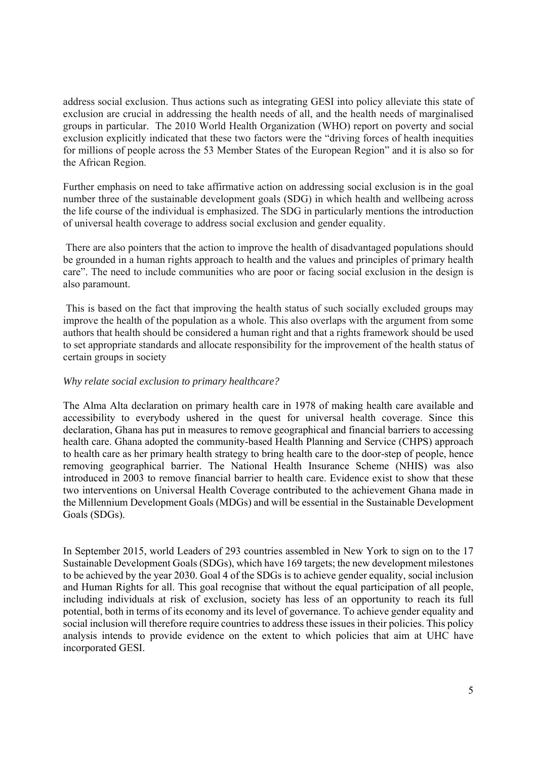address social exclusion. Thus actions such as integrating GESI into policy alleviate this state of exclusion are crucial in addressing the health needs of all, and the health needs of marginalised groups in particular. The 2010 World Health Organization (WHO) report on poverty and social exclusion explicitly indicated that these two factors were the "driving forces of health inequities for millions of people across the 53 Member States of the European Region" and it is also so for the African Region.

Further emphasis on need to take affirmative action on addressing social exclusion is in the goal number three of the sustainable development goals (SDG) in which health and wellbeing across the life course of the individual is emphasized. The SDG in particularly mentions the introduction of universal health coverage to address social exclusion and gender equality.

There are also pointers that the action to improve the health of disadvantaged populations should be grounded in a human rights approach to health and the values and principles of primary health care". The need to include communities who are poor or facing social exclusion in the design is also paramount.

This is based on the fact that improving the health status of such socially excluded groups may improve the health of the population as a whole. This also overlaps with the argument from some authors that health should be considered a human right and that a rights framework should be used to set appropriate standards and allocate responsibility for the improvement of the health status of certain groups in society

*Why relate social exclusion to primary healthcare?*

The Alma Alta declaration on primary health care in 1978 of making health care available and accessibility to everybody ushered in the quest for universal health coverage. Since this declaration, Ghana has put in measures to remove geographical and financial barriers to accessing health care. Ghana adopted the community-based Health Planning and Service (CHPS) approach to health care as her primary health strategy to bring health care to the door-step of people, hence removing geographical barrier. The National Health Insurance Scheme (NHIS) was also introduced in 2003 to remove financial barrier to health care. Evidence exist to show that these two interventions on Universal Health Coverage contributed to the achievement Ghana made in the Millennium Development Goals (MDGs) and will be essential in the Sustainable Development Goals (SDGs).

In September 2015, world Leaders of 293 countries assembled in New York to sign on to the 17 Sustainable Development Goals (SDGs), which have 169 targets; the new development milestones to be achieved by the year 2030. Goal 4 of the SDGs is to achieve gender equality, social inclusion and Human Rights for all. This goal recognise that without the equal participation of all people, including individuals at risk of exclusion, society has less of an opportunity to reach its full potential, both in terms of its economy and its level of governance. To achieve gender equality and social inclusion will therefore require countries to address these issues in their policies. This policy analysis intends to provide evidence on the extent to which policies that aim at UHC have incorporated GESI.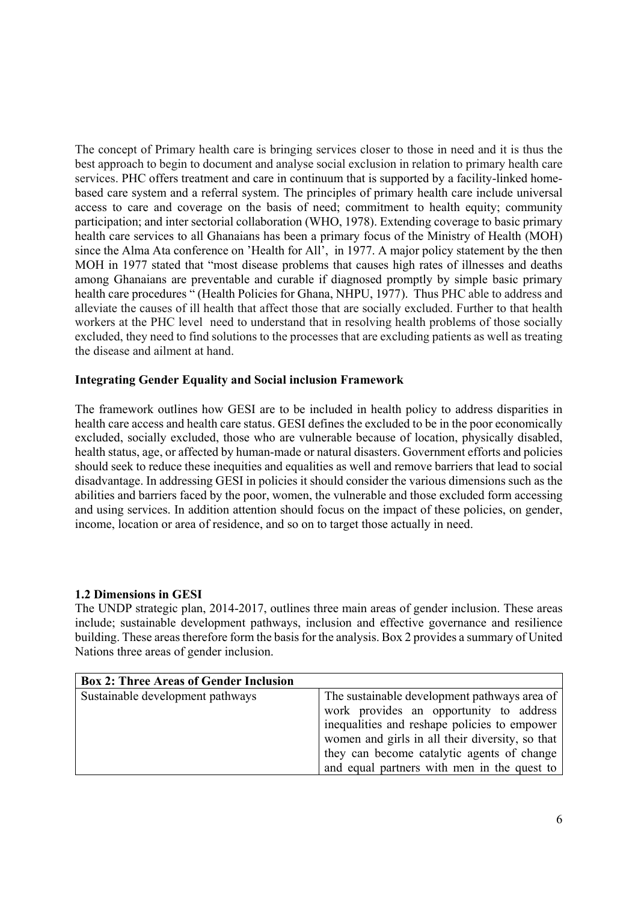The concept of Primary health care is bringing services closer to those in need and it is thus the best approach to begin to document and analyse social exclusion in relation to primary health care services. PHC offers treatment and care in continuum that is supported by a facility-linked home-based care system and a referral system. The principles of primary health care include universal access to care and coverage on the basis of need; commitment to health equity; community participation; and inter sectorial collaboration (WHO, 1978). Extending coverage to basic primary health care services to all Ghanaians has been a primary focus of the Ministry of Health (MOH) since the Alma Ata conference on 'Health for All', in 1977. A major policy statement by the then MOH in 1977 stated that "most disease problems that causes high rates of illnesses and deaths among Ghanaians are preventable and curable if diagnosed promptly by simple basic primary health care procedures " (Health Policies for Ghana, NHPU, 1977). Thus PHC able to address and alleviate the causes of ill health that affect those that are socially excluded. Further to that health workers at the PHC level need to understand that in resolving health problems of those socially excluded, they need to find solutions to the processes that are excluding patients as well as treating the disease and ailment at hand.

**Integrating Gender Equality and Social inclusion Framework**

The framework outlines how GESI are to be included in health policy to address disparities in health care access and health care status. GESI defines the excluded to be in the poor economically excluded, socially excluded, those who are vulnerable because of location, physically disabled, health status, age, or affected by human-made or natural disasters. Government efforts and policies should seek to reduce these inequities and equalities as well and remove barriers that lead to social disadvantage. In addressing GESI in policies it should consider the various dimensions such as the abilities and barriers faced by the poor, women, the vulnerable and those excluded form accessing and using services. In addition attention should focus on the impact of these policies, on gender, income, location or area of residence, and so on to target those actually in need.

**1.2 Dimensions in GESI**

The UNDP strategic plan, 2014-2017, outlines three main areas of gender inclusion. These areas include; sustainable development pathways, inclusion and effective governance and resilience building. These areas therefore form the basis for the analysis. Box 2 provides a summary of United Nations three areas of gender inclusion.

| **Box 2: Three Areas of Gender Inclusion** | |
|---|---|
| Sustainable development pathways | The sustainable development pathways area of work provides an opportunity to address inequalities and reshape policies to empower women and girls in all their diversity, so that they can become catalytic agents of change and equal partners with men in the quest to |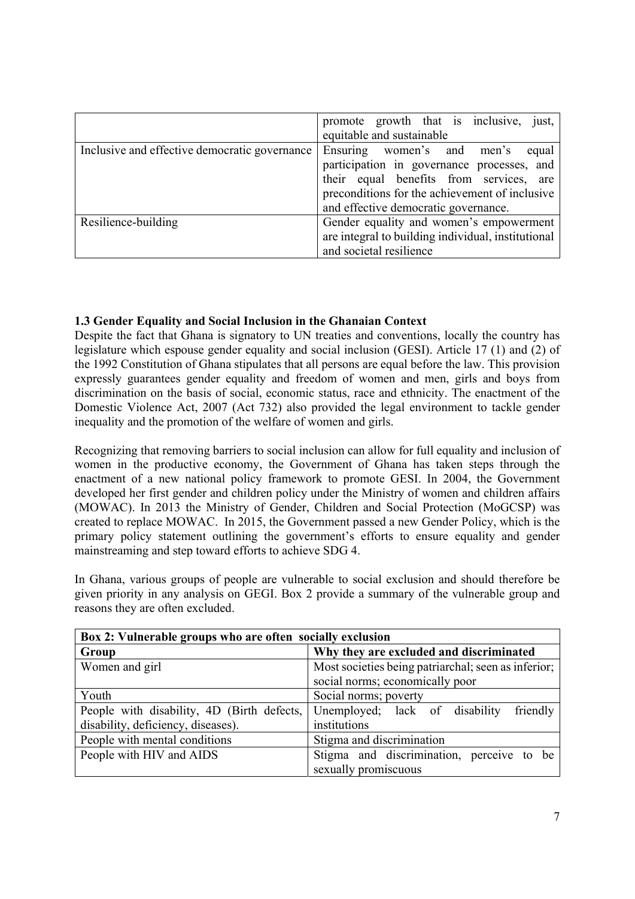| | |
|---|---|
| | promote growth that is inclusive, just, equitable and sustainable |
| Inclusive and effective democratic governance | Ensuring women's and men's equal participation in governance processes, and their equal benefits from services, are preconditions for the achievement of inclusive and effective democratic governance. |
| Resilience-building | Gender equality and women's empowerment are integral to building individual, institutional and societal resilience |

### 1.3 Gender Equality and Social Inclusion in the Ghanaian Context

Despite the fact that Ghana is signatory to UN treaties and conventions, locally the country has legislature which espouse gender equality and social inclusion (GESI). Article 17 (1) and (2) of the 1992 Constitution of Ghana stipulates that all persons are equal before the law. This provision expressly guarantees gender equality and freedom of women and men, girls and boys from discrimination on the basis of social, economic status, race and ethnicity. The enactment of the Domestic Violence Act, 2007 (Act 732) also provided the legal environment to tackle gender inequality and the promotion of the welfare of women and girls.

Recognizing that removing barriers to social inclusion can allow for full equality and inclusion of women in the productive economy, the Government of Ghana has taken steps through the enactment of a new national policy framework to promote GESI. In 2004, the Government developed her first gender and children policy under the Ministry of women and children affairs (MOWAC). In 2013 the Ministry of Gender, Children and Social Protection (MoGCSP) was created to replace MOWAC. In 2015, the Government passed a new Gender Policy, which is the primary policy statement outlining the government's efforts to ensure equality and gender mainstreaming and step toward efforts to achieve SDG 4.

In Ghana, various groups of people are vulnerable to social exclusion and should therefore be given priority in any analysis on GEGI. Box 2 provide a summary of the vulnerable group and reasons they are often excluded.

| **Box 2: Vulnerable groups who are often socially exclusion** | |
|---|---|
| **Group** | **Why they are excluded and discriminated** |
| Women and girl | Most societies being patriarchal; seen as inferior; social norms; economically poor |
| Youth | Social norms; poverty |
| People with disability, 4D (Birth defects, disability, deficiency, diseases). | Unemployed; lack of disability friendly institutions |
| People with mental conditions | Stigma and discrimination |
| People with HIV and AIDS | Stigma and discrimination, perceive to be sexually promiscuous |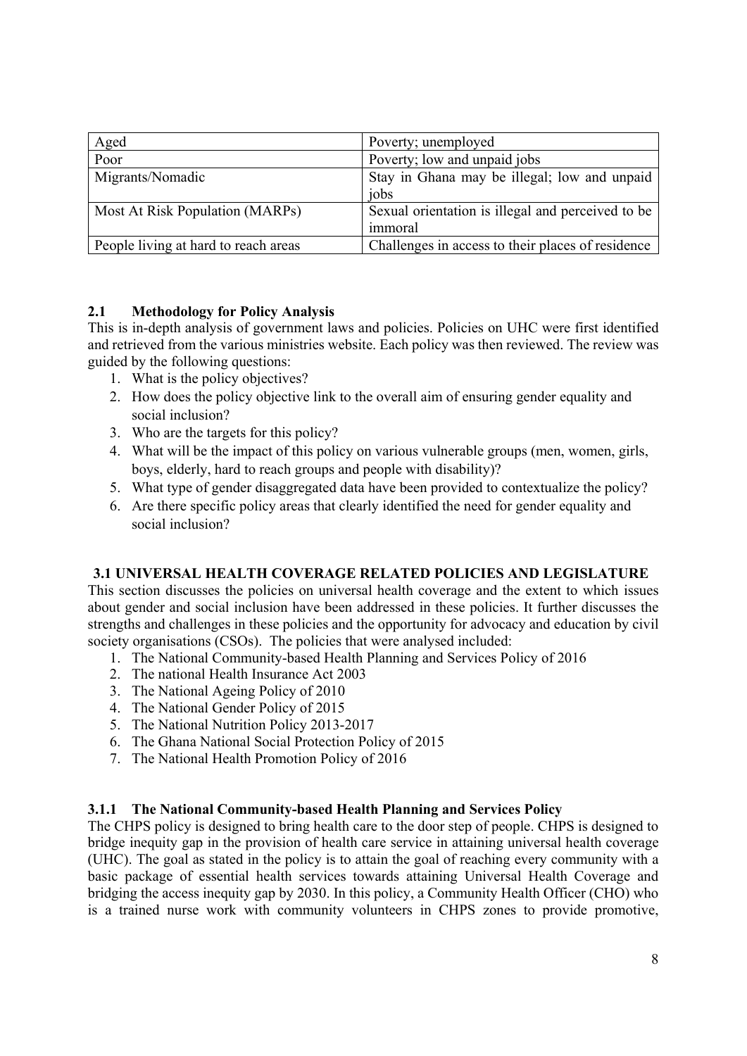| Aged | Poverty; unemployed |
|---|---|
| Poor | Poverty; low and unpaid jobs |
| Migrants/Nomadic | Stay in Ghana may be illegal; low and unpaid jobs |
| Most At Risk Population (MARPs) | Sexual orientation is illegal and perceived to be immoral |
| People living at hard to reach areas | Challenges in access to their places of residence |

## 2.1 Methodology for Policy Analysis

This is in-depth analysis of government laws and policies. Policies on UHC were first identified and retrieved from the various ministries website. Each policy was then reviewed. The review was guided by the following questions:

1. What is the policy objectives?
2. How does the policy objective link to the overall aim of ensuring gender equality and social inclusion?
3. Who are the targets for this policy?
4. What will be the impact of this policy on various vulnerable groups (men, women, girls, boys, elderly, hard to reach groups and people with disability)?
5. What type of gender disaggregated data have been provided to contextualize the policy?
6. Are there specific policy areas that clearly identified the need for gender equality and social inclusion?

## 3.1 UNIVERSAL HEALTH COVERAGE RELATED POLICIES AND LEGISLATURE

This section discusses the policies on universal health coverage and the extent to which issues about gender and social inclusion have been addressed in these policies. It further discusses the strengths and challenges in these policies and the opportunity for advocacy and education by civil society organisations (CSOs). The policies that were analysed included:

1. The National Community-based Health Planning and Services Policy of 2016
2. The national Health Insurance Act 2003
3. The National Ageing Policy of 2010
4. The National Gender Policy of 2015
5. The National Nutrition Policy 2013-2017
6. The Ghana National Social Protection Policy of 2015
7. The National Health Promotion Policy of 2016

### 3.1.1 The National Community-based Health Planning and Services Policy

The CHPS policy is designed to bring health care to the door step of people. CHPS is designed to bridge inequity gap in the provision of health care service in attaining universal health coverage (UHC). The goal as stated in the policy is to attain the goal of reaching every community with a basic package of essential health services towards attaining Universal Health Coverage and bridging the access inequity gap by 2030. In this policy, a Community Health Officer (CHO) who is a trained nurse work with community volunteers in CHPS zones to provide promotive,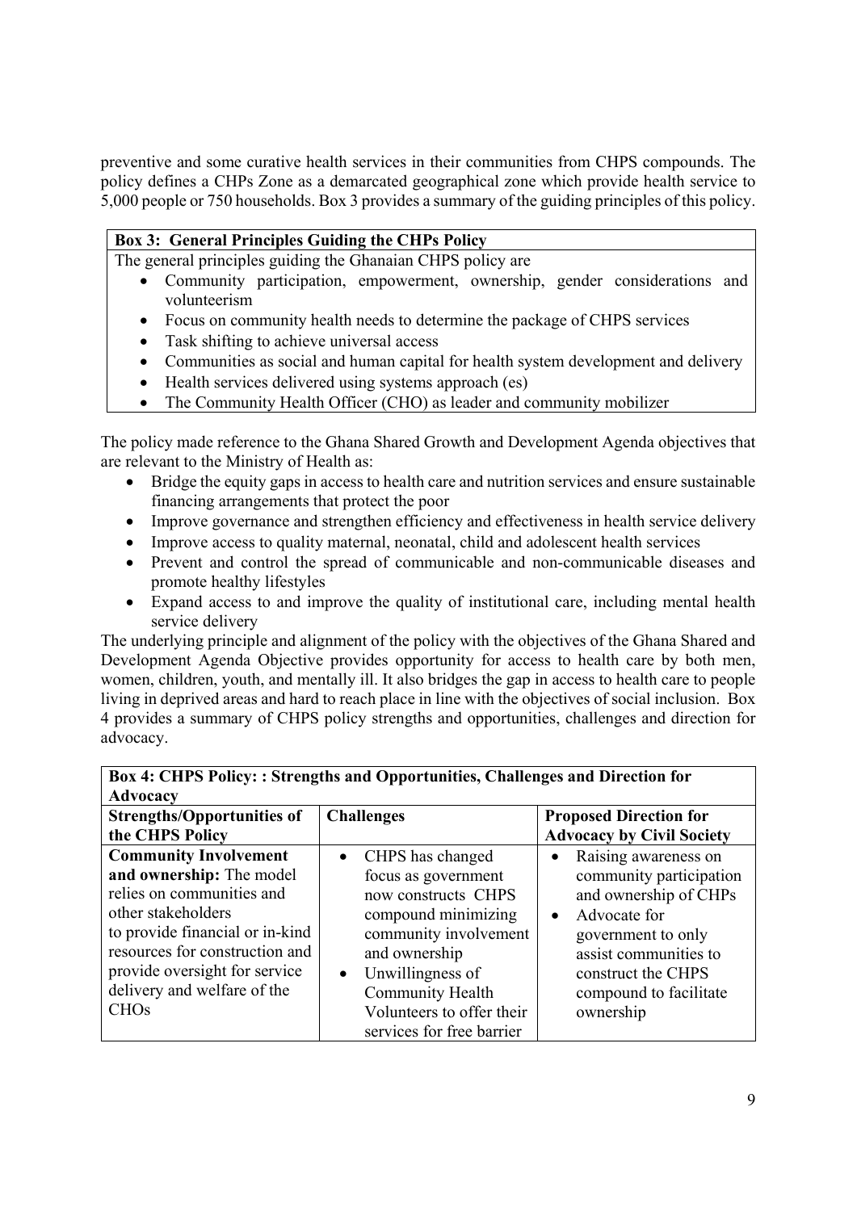preventive and some curative health services in their communities from CHPS compounds. The policy defines a CHPs Zone as a demarcated geographical zone which provide health service to 5,000 people or 750 households. Box 3 provides a summary of the guiding principles of this policy.

| **Box 3: General Principles Guiding the CHPs Policy** |
|---|
| The general principles guiding the Ghanaian CHPS policy are<br>• Community participation, empowerment, ownership, gender considerations and volunteerism<br>• Focus on community health needs to determine the package of CHPS services<br>• Task shifting to achieve universal access<br>• Communities as social and human capital for health system development and delivery<br>• Health services delivered using systems approach (es)<br>• The Community Health Officer (CHO) as leader and community mobilizer |

The policy made reference to the Ghana Shared Growth and Development Agenda objectives that are relevant to the Ministry of Health as:

- Bridge the equity gaps in access to health care and nutrition services and ensure sustainable financing arrangements that protect the poor
- Improve governance and strengthen efficiency and effectiveness in health service delivery
- Improve access to quality maternal, neonatal, child and adolescent health services
- Prevent and control the spread of communicable and non-communicable diseases and promote healthy lifestyles
- Expand access to and improve the quality of institutional care, including mental health service delivery

The underlying principle and alignment of the policy with the objectives of the Ghana Shared and Development Agenda Objective provides opportunity for access to health care by both men, women, children, youth, and mentally ill. It also bridges the gap in access to health care to people living in deprived areas and hard to reach place in line with the objectives of social inclusion. Box 4 provides a summary of CHPS policy strengths and opportunities, challenges and direction for advocacy.

| **Box 4: CHPS Policy: : Strengths and Opportunities, Challenges and Direction for Advocacy** | | |
|---|---|---|
| **Strengths/Opportunities of the CHPS Policy** | **Challenges** | **Proposed Direction for Advocacy by Civil Society** |
| **Community Involvement and ownership:** The model relies on communities and other stakeholders to provide financial or in-kind resources for construction and provide oversight for service delivery and welfare of the CHOs | • CHPS has changed focus as government now constructs CHPS compound minimizing community involvement and ownership<br>• Unwillingness of Community Health Volunteers to offer their services for free barrier | • Raising awareness on community participation and ownership of CHPs<br>• Advocate for government to only assist communities to construct the CHPS compound to facilitate ownership |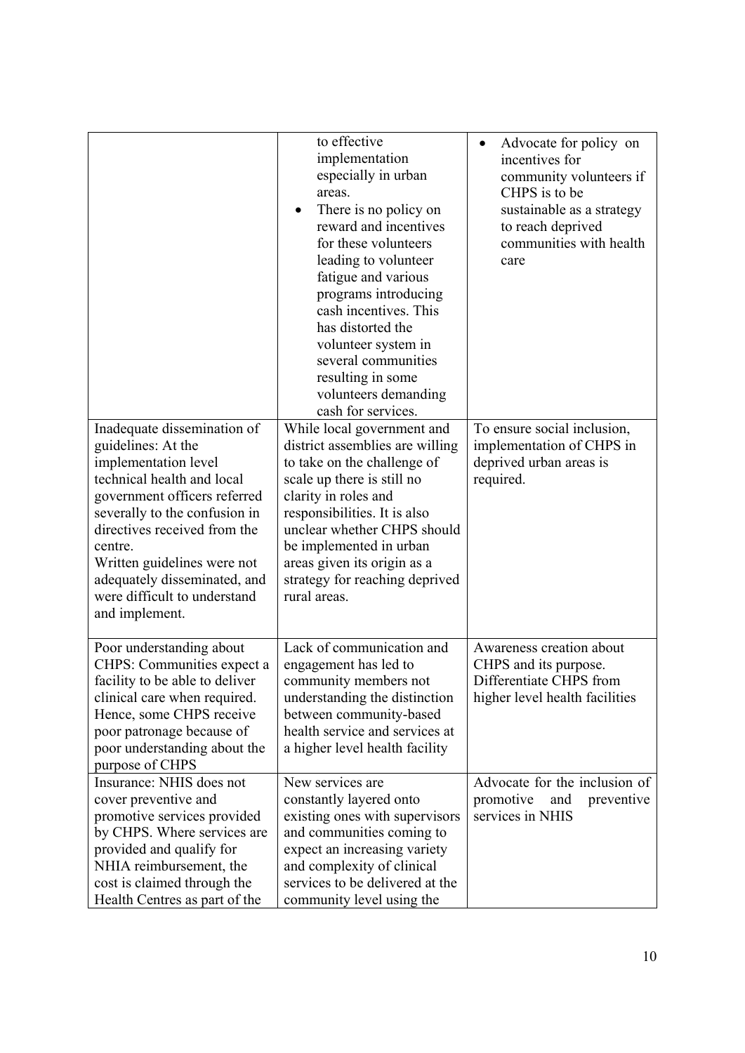| | | |
|---|---|---|
| | to effective implementation especially in urban areas. <br>• There is no policy on reward and incentives for these volunteers leading to volunteer fatigue and various programs introducing cash incentives. This has distorted the volunteer system in several communities resulting in some volunteers demanding cash for services. | • Advocate for policy on incentives for community volunteers if CHPS is to be sustainable as a strategy to reach deprived communities with health care |
| Inadequate dissemination of guidelines: At the implementation level technical health and local government officers referred severally to the confusion in directives received from the centre. <br>Written guidelines were not adequately disseminated, and were difficult to understand and implement. | While local government and district assemblies are willing to take on the challenge of scale up there is still no clarity in roles and responsibilities. It is also unclear whether CHPS should be implemented in urban areas given its origin as a strategy for reaching deprived rural areas. | To ensure social inclusion, implementation of CHPS in deprived urban areas is required. |
| Poor understanding about CHPS: Communities expect a facility to be able to deliver clinical care when required. Hence, some CHPS receive poor patronage because of poor understanding about the purpose of CHPS | Lack of communication and engagement has led to community members not understanding the distinction between community-based health service and services at a higher level health facility | Awareness creation about CHPS and its purpose. Differentiate CHPS from higher level health facilities |
| Insurance: NHIS does not cover preventive and promotive services provided by CHPS. Where services are provided and qualify for NHIA reimbursement, the cost is claimed through the Health Centres as part of the | New services are constantly layered onto existing ones with supervisors and communities coming to expect an increasing variety and complexity of clinical services to be delivered at the community level using the | Advocate for the inclusion of promotive and preventive services in NHIS |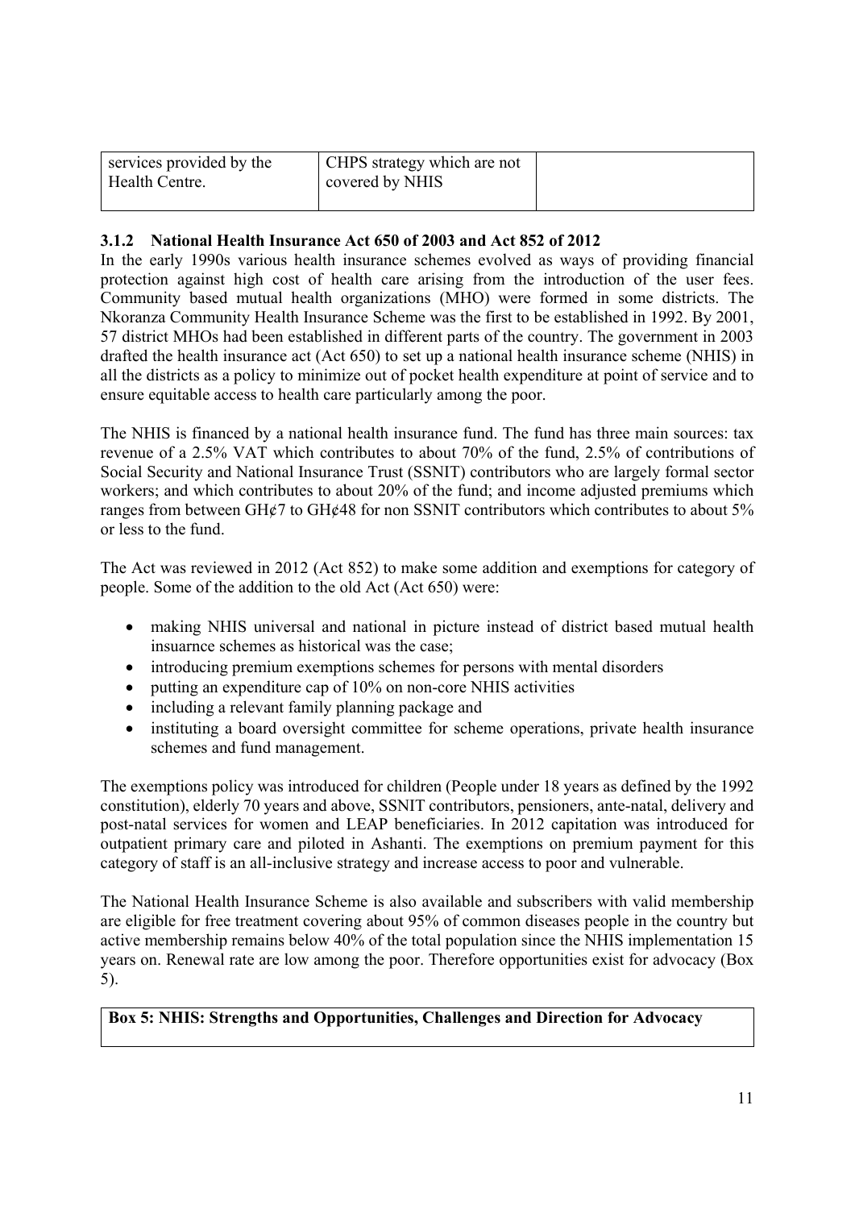| services provided by the Health Centre. | CHPS strategy which are not covered by NHIS | |
| --- | --- | --- |

### 3.1.2 National Health Insurance Act 650 of 2003 and Act 852 of 2012

In the early 1990s various health insurance schemes evolved as ways of providing financial protection against high cost of health care arising from the introduction of the user fees. Community based mutual health organizations (MHO) were formed in some districts. The Nkoranza Community Health Insurance Scheme was the first to be established in 1992. By 2001, 57 district MHOs had been established in different parts of the country. The government in 2003 drafted the health insurance act (Act 650) to set up a national health insurance scheme (NHIS) in all the districts as a policy to minimize out of pocket health expenditure at point of service and to ensure equitable access to health care particularly among the poor.

The NHIS is financed by a national health insurance fund. The fund has three main sources: tax revenue of a 2.5% VAT which contributes to about 70% of the fund, 2.5% of contributions of Social Security and National Insurance Trust (SSNIT) contributors who are largely formal sector workers; and which contributes to about 20% of the fund; and income adjusted premiums which ranges from between GH¢7 to GH¢48 for non SSNIT contributors which contributes to about 5% or less to the fund.

The Act was reviewed in 2012 (Act 852) to make some addition and exemptions for category of people. Some of the addition to the old Act (Act 650) were:

- making NHIS universal and national in picture instead of district based mutual health insuarnce schemes as historical was the case;
- introducing premium exemptions schemes for persons with mental disorders
- putting an expenditure cap of 10% on non-core NHIS activities
- including a relevant family planning package and
- instituting a board oversight committee for scheme operations, private health insurance schemes and fund management.

The exemptions policy was introduced for children (People under 18 years as defined by the 1992 constitution), elderly 70 years and above, SSNIT contributors, pensioners, ante-natal, delivery and post-natal services for women and LEAP beneficiaries. In 2012 capitation was introduced for outpatient primary care and piloted in Ashanti. The exemptions on premium payment for this category of staff is an all-inclusive strategy and increase access to poor and vulnerable.

The National Health Insurance Scheme is also available and subscribers with valid membership are eligible for free treatment covering about 95% of common diseases people in the country but active membership remains below 40% of the total population since the NHIS implementation 15 years on. Renewal rate are low among the poor. Therefore opportunities exist for advocacy (Box 5).

| **Box 5: NHIS: Strengths and Opportunities, Challenges and Direction for Advocacy** |
| --- |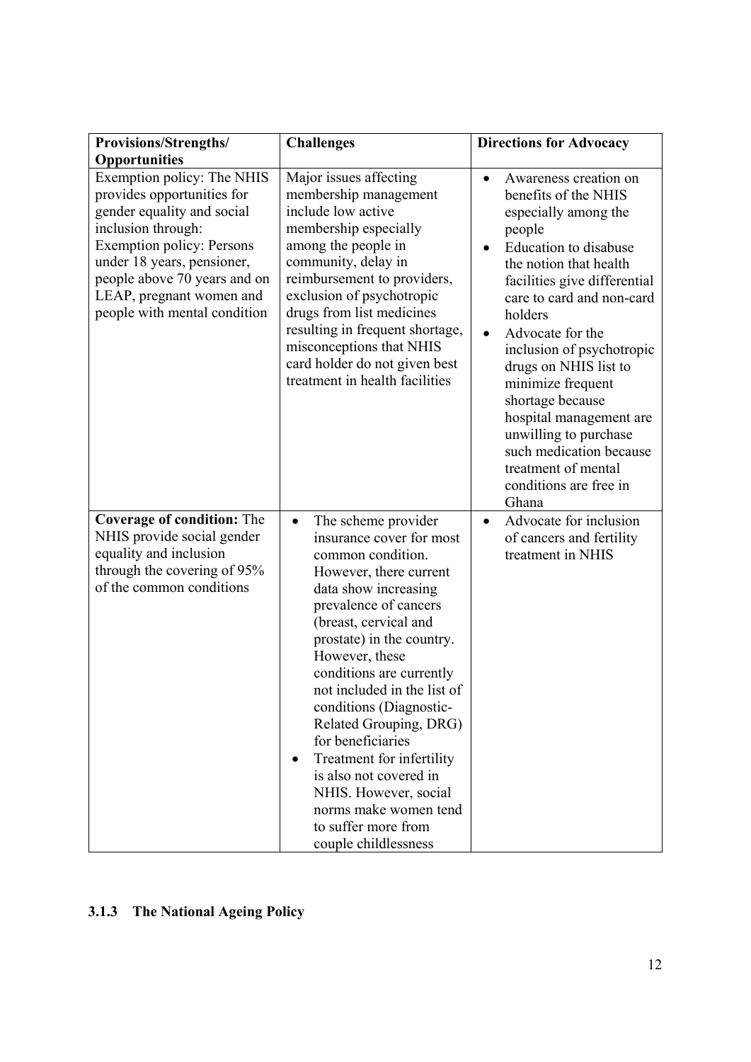| **Provisions/Strengths/ Opportunities** | **Challenges** | **Directions for Advocacy** |
|---|---|---|
| Exemption policy: The NHIS provides opportunities for gender equality and social inclusion through: Exemption policy: Persons under 18 years, pensioner, people above 70 years and on LEAP, pregnant women and people with mental condition | Major issues affecting membership management include low active membership especially among the people in community, delay in reimbursement to providers, exclusion of psychotropic drugs from list medicines resulting in frequent shortage, misconceptions that NHIS card holder do not given best treatment in health facilities | • Awareness creation on benefits of the NHIS especially among the people<br>• Education to disabuse the notion that health facilities give differential care to card and non-card holders<br>• Advocate for the inclusion of psychotropic drugs on NHIS list to minimize frequent shortage because hospital management are unwilling to purchase such medication because treatment of mental conditions are free in Ghana |
| **Coverage of condition:** The NHIS provide social gender equality and inclusion through the covering of 95% of the common conditions | • The scheme provider insurance cover for most common condition. However, there current data show increasing prevalence of cancers (breast, cervical and prostate) in the country. However, these conditions are currently not included in the list of conditions (Diagnostic-Related Grouping, DRG) for beneficiaries<br>• Treatment for infertility is also not covered in NHIS. However, social norms make women tend to suffer more from couple childlessness | • Advocate for inclusion of cancers and fertility treatment in NHIS |

### 3.1.3 The National Ageing Policy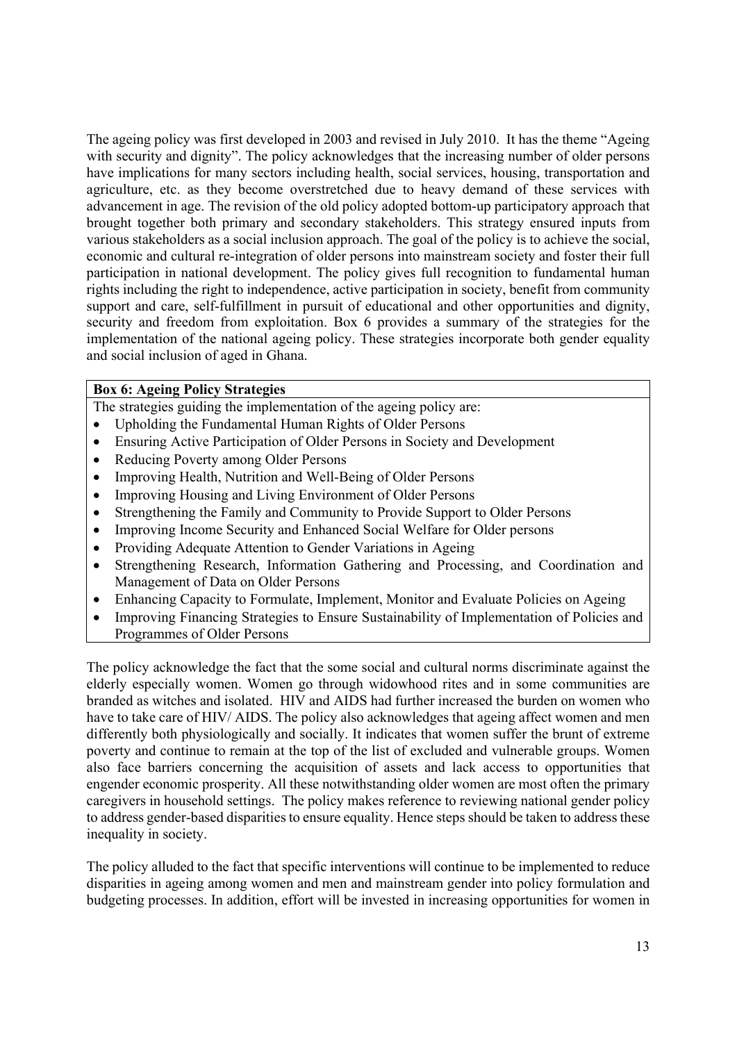The ageing policy was first developed in 2003 and revised in July 2010. It has the theme "Ageing with security and dignity". The policy acknowledges that the increasing number of older persons have implications for many sectors including health, social services, housing, transportation and agriculture, etc. as they become overstretched due to heavy demand of these services with advancement in age. The revision of the old policy adopted bottom-up participatory approach that brought together both primary and secondary stakeholders. This strategy ensured inputs from various stakeholders as a social inclusion approach. The goal of the policy is to achieve the social, economic and cultural re-integration of older persons into mainstream society and foster their full participation in national development. The policy gives full recognition to fundamental human rights including the right to independence, active participation in society, benefit from community support and care, self-fulfillment in pursuit of educational and other opportunities and dignity, security and freedom from exploitation. Box 6 provides a summary of the strategies for the implementation of the national ageing policy. These strategies incorporate both gender equality and social inclusion of aged in Ghana.

**Box 6: Ageing Policy Strategies**

The strategies guiding the implementation of the ageing policy are:

- Upholding the Fundamental Human Rights of Older Persons
- Ensuring Active Participation of Older Persons in Society and Development
- Reducing Poverty among Older Persons
- Improving Health, Nutrition and Well-Being of Older Persons
- Improving Housing and Living Environment of Older Persons
- Strengthening the Family and Community to Provide Support to Older Persons
- Improving Income Security and Enhanced Social Welfare for Older persons
- Providing Adequate Attention to Gender Variations in Ageing
- Strengthening Research, Information Gathering and Processing, and Coordination and Management of Data on Older Persons
- Enhancing Capacity to Formulate, Implement, Monitor and Evaluate Policies on Ageing
- Improving Financing Strategies to Ensure Sustainability of Implementation of Policies and Programmes of Older Persons

The policy acknowledge the fact that the some social and cultural norms discriminate against the elderly especially women. Women go through widowhood rites and in some communities are branded as witches and isolated. HIV and AIDS had further increased the burden on women who have to take care of HIV/ AIDS. The policy also acknowledges that ageing affect women and men differently both physiologically and socially. It indicates that women suffer the brunt of extreme poverty and continue to remain at the top of the list of excluded and vulnerable groups. Women also face barriers concerning the acquisition of assets and lack access to opportunities that engender economic prosperity. All these notwithstanding older women are most often the primary caregivers in household settings. The policy makes reference to reviewing national gender policy to address gender-based disparities to ensure equality. Hence steps should be taken to address these inequality in society.

The policy alluded to the fact that specific interventions will continue to be implemented to reduce disparities in ageing among women and men and mainstream gender into policy formulation and budgeting processes. In addition, effort will be invested in increasing opportunities for women in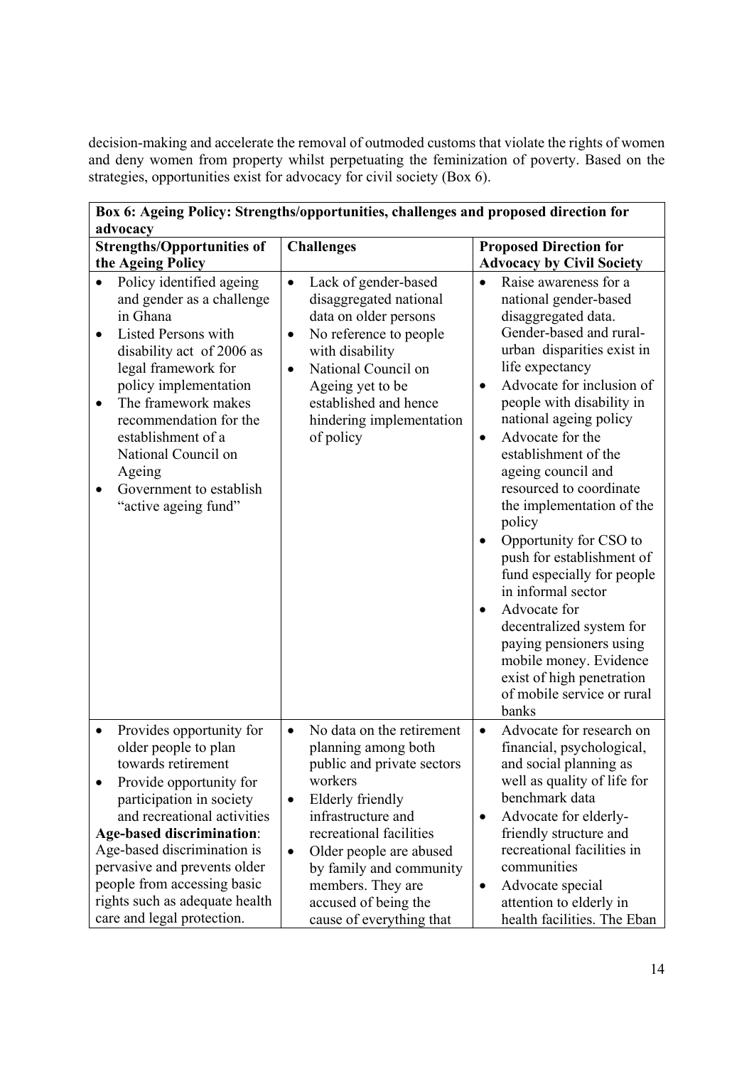decision-making and accelerate the removal of outmoded customs that violate the rights of women and deny women from property whilst perpetuating the feminization of poverty. Based on the strategies, opportunities exist for advocacy for civil society (Box 6).

| **Box 6: Ageing Policy: Strengths/opportunities, challenges and proposed direction for advocacy** | | |
|---|---|---|
| **Strengths/Opportunities of the Ageing Policy** | **Challenges** | **Proposed Direction for Advocacy by Civil Society** |
| • Policy identified ageing and gender as a challenge in Ghana<br>• Listed Persons with disability act of 2006 as legal framework for policy implementation<br>• The framework makes recommendation for the establishment of a National Council on Ageing<br>• Government to establish "active ageing fund" | • Lack of gender-based disaggregated national data on older persons<br>• No reference to people with disability<br>• National Council on Ageing yet to be established and hence hindering implementation of policy | • Raise awareness for a national gender-based disaggregated data. Gender-based and rural-urban disparities exist in life expectancy<br>• Advocate for inclusion of people with disability in national ageing policy<br>• Advocate for the establishment of the ageing council and resourced to coordinate the implementation of the policy<br>• Opportunity for CSO to push for establishment of fund especially for people in informal sector<br>• Advocate for decentralized system for paying pensioners using mobile money. Evidence exist of high penetration of mobile service or rural banks |
| • Provides opportunity for older people to plan towards retirement<br>• Provide opportunity for participation in society and recreational activities<br>**Age-based discrimination**: Age-based discrimination is pervasive and prevents older people from accessing basic rights such as adequate health care and legal protection. | • No data on the retirement planning among both public and private sectors workers<br>• Elderly friendly infrastructure and recreational facilities<br>• Older people are abused by family and community members. They are accused of being the cause of everything that | • Advocate for research on financial, psychological, and social planning as well as quality of life for benchmark data<br>• Advocate for elderly-friendly structure and recreational facilities in communities<br>• Advocate special attention to elderly in health facilities. The Eban |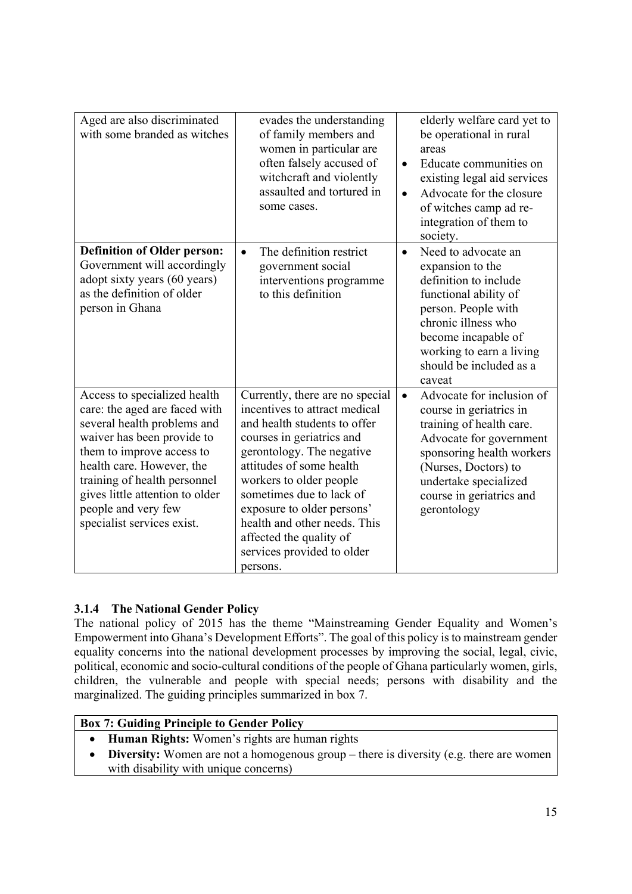| | | |
|---|---|---|
| Aged are also discriminated with some branded as witches | evades the understanding of family members and women in particular are often falsely accused of witchcraft and violently assaulted and tortured in some cases. | elderly welfare card yet to be operational in rural areas<br>• Educate communities on existing legal aid services<br>• Advocate for the closure of witches camp ad re-integration of them to society. |
| **Definition of Older person:** Government will accordingly adopt sixty years (60 years) as the definition of older person in Ghana | • The definition restrict government social interventions programme to this definition | • Need to advocate an expansion to the definition to include functional ability of person. People with chronic illness who become incapable of working to earn a living should be included as a caveat |
| Access to specialized health care: the aged are faced with several health problems and waiver has been provide to them to improve access to health care. However, the training of health personnel gives little attention to older people and very few specialist services exist. | Currently, there are no special incentives to attract medical and health students to offer courses in geriatrics and gerontology. The negative attitudes of some health workers to older people sometimes due to lack of exposure to older persons' health and other needs. This affected the quality of services provided to older persons. | • Advocate for inclusion of course in geriatrics in training of health care. Advocate for government sponsoring health workers (Nurses, Doctors) to undertake specialized course in geriatrics and gerontology |

### 3.1.4 The National Gender Policy

The national policy of 2015 has the theme "Mainstreaming Gender Equality and Women's Empowerment into Ghana's Development Efforts". The goal of this policy is to mainstream gender equality concerns into the national development processes by improving the social, legal, civic, political, economic and socio-cultural conditions of the people of Ghana particularly women, girls, children, the vulnerable and people with special needs; persons with disability and the marginalized. The guiding principles summarized in box 7.

| **Box 7: Guiding Principle to Gender Policy** |
|---|
| • **Human Rights:** Women's rights are human rights<br>• **Diversity:** Women are not a homogenous group – there is diversity (e.g. there are women with disability with unique concerns) |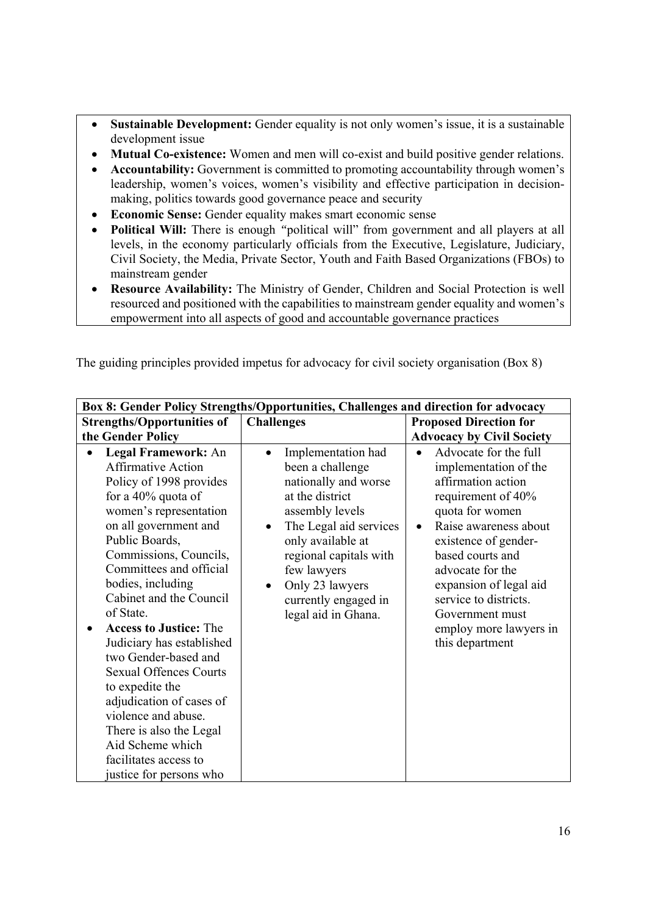- **Sustainable Development:** Gender equality is not only women's issue, it is a sustainable development issue
- **Mutual Co-existence:** Women and men will co-exist and build positive gender relations.
- **Accountability:** Government is committed to promoting accountability through women's leadership, women's voices, women's visibility and effective participation in decision-making, politics towards good governance peace and security
- **Economic Sense:** Gender equality makes smart economic sense
- **Political Will:** There is enough "political will" from government and all players at all levels, in the economy particularly officials from the Executive, Legislature, Judiciary, Civil Society, the Media, Private Sector, Youth and Faith Based Organizations (FBOs) to mainstream gender
- **Resource Availability:** The Ministry of Gender, Children and Social Protection is well resourced and positioned with the capabilities to mainstream gender equality and women's empowerment into all aspects of good and accountable governance practices

The guiding principles provided impetus for advocacy for civil society organisation (Box 8)

**Box 8: Gender Policy Strengths/Opportunities, Challenges and direction for advocacy**

| Strengths/Opportunities of the Gender Policy | Challenges | Proposed Direction for Advocacy by Civil Society |
|---|---|---|
| • **Legal Framework:** An Affirmative Action Policy of 1998 provides for a 40% quota of women's representation on all government and Public Boards, Commissions, Councils, Committees and official bodies, including Cabinet and the Council of State.<br>• **Access to Justice:** The Judiciary has established two Gender-based and Sexual Offences Courts to expedite the adjudication of cases of violence and abuse. There is also the Legal Aid Scheme which facilitates access to justice for persons who | • Implementation had been a challenge nationally and worse at the district assembly levels<br>• The Legal aid services only available at regional capitals with few lawyers<br>• Only 23 lawyers currently engaged in legal aid in Ghana. | • Advocate for the full implementation of the affirmation action requirement of 40% quota for women<br>• Raise awareness about existence of gender-based courts and advocate for the expansion of legal aid service to districts. Government must employ more lawyers in this department |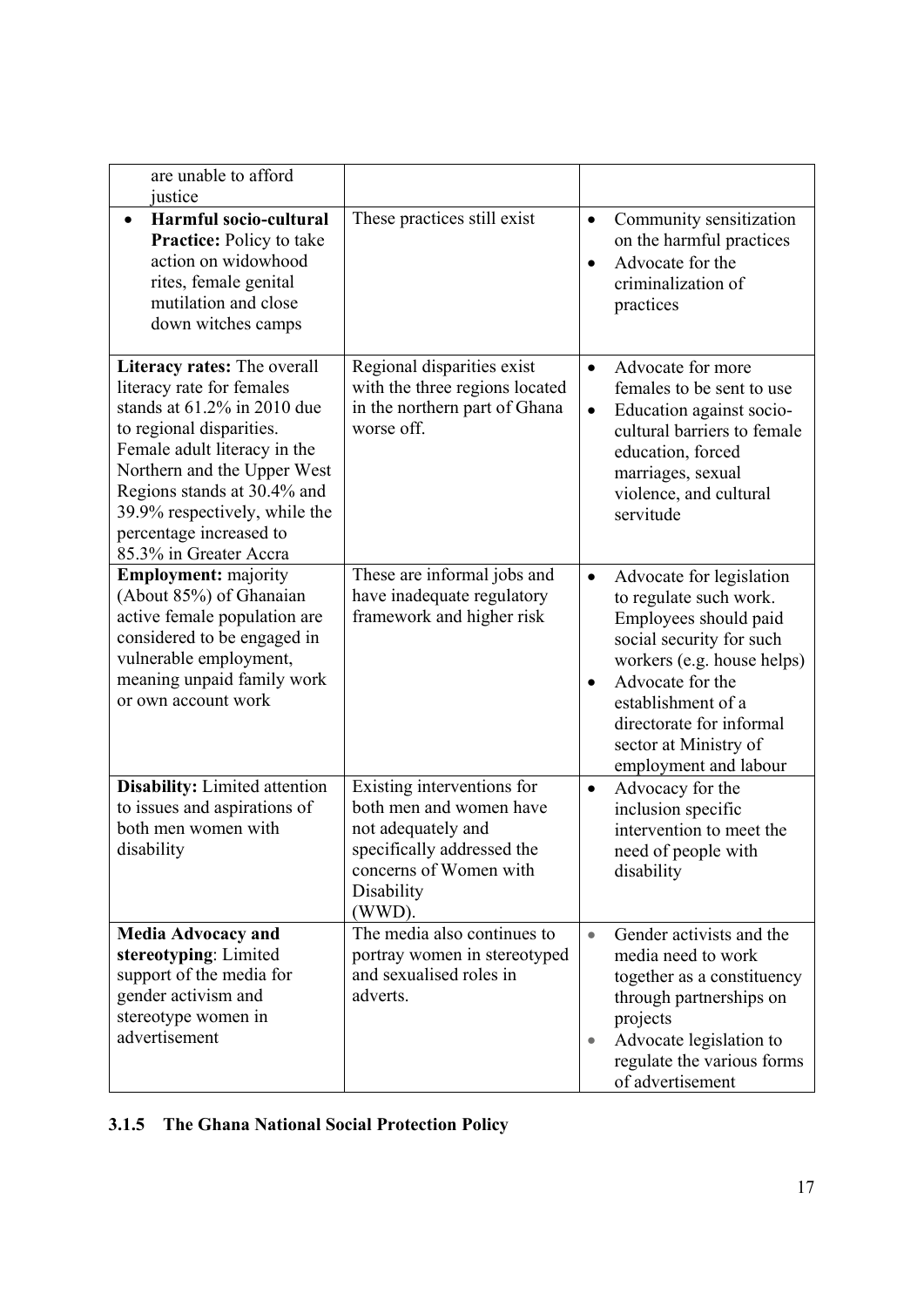| | | |
|---|---|---|
| are unable to afford justice | | |
| • **Harmful socio-cultural Practice:** Policy to take action on widowhood rites, female genital mutilation and close down witches camps | These practices still exist | • Community sensitization on the harmful practices<br>• Advocate for the criminalization of practices |
| **Literacy rates:** The overall literacy rate for females stands at 61.2% in 2010 due to regional disparities. Female adult literacy in the Northern and the Upper West Regions stands at 30.4% and 39.9% respectively, while the percentage increased to 85.3% in Greater Accra | Regional disparities exist with the three regions located in the northern part of Ghana worse off. | • Advocate for more females to be sent to use<br>• Education against socio-cultural barriers to female education, forced marriages, sexual violence, and cultural servitude |
| **Employment:** majority (About 85%) of Ghanaian active female population are considered to be engaged in vulnerable employment, meaning unpaid family work or own account work | These are informal jobs and have inadequate regulatory framework and higher risk | • Advocate for legislation to regulate such work. Employees should paid social security for such workers (e.g. house helps)<br>• Advocate for the establishment of a directorate for informal sector at Ministry of employment and labour |
| **Disability:** Limited attention to issues and aspirations of both men women with disability | Existing interventions for both men and women have not adequately and specifically addressed the concerns of Women with Disability (WWD). | • Advocacy for the inclusion specific intervention to meet the need of people with disability |
| **Media Advocacy and stereotyping**: Limited support of the media for gender activism and stereotype women in advertisement | The media also continues to portray women in stereotyped and sexualised roles in adverts. | • Gender activists and the media need to work together as a constituency through partnerships on projects<br>• Advocate legislation to regulate the various forms of advertisement |

### 3.1.5 The Ghana National Social Protection Policy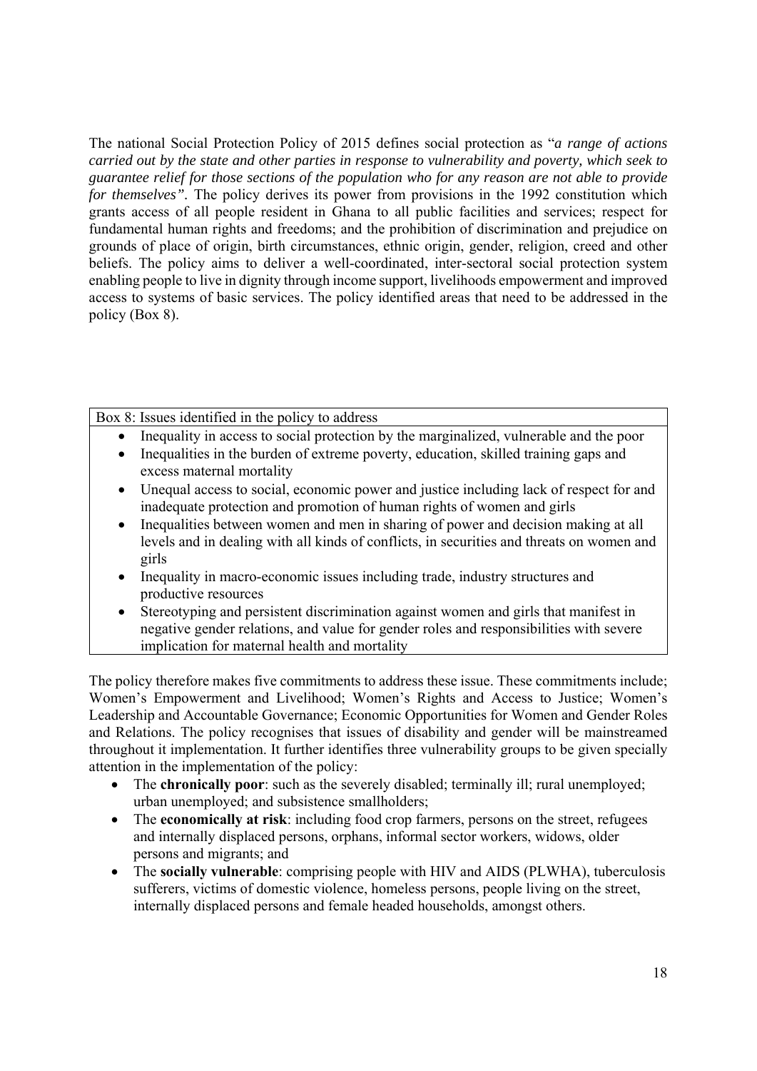The national Social Protection Policy of 2015 defines social protection as "*a range of actions carried out by the state and other parties in response to vulnerability and poverty, which seek to guarantee relief for those sections of the population who for any reason are not able to provide for themselves"*. The policy derives its power from provisions in the 1992 constitution which grants access of all people resident in Ghana to all public facilities and services; respect for fundamental human rights and freedoms; and the prohibition of discrimination and prejudice on grounds of place of origin, birth circumstances, ethnic origin, gender, religion, creed and other beliefs. The policy aims to deliver a well-coordinated, inter-sectoral social protection system enabling people to live in dignity through income support, livelihoods empowerment and improved access to systems of basic services. The policy identified areas that need to be addressed in the policy (Box 8).

Box 8: Issues identified in the policy to address

- Inequality in access to social protection by the marginalized, vulnerable and the poor
- Inequalities in the burden of extreme poverty, education, skilled training gaps and excess maternal mortality
- Unequal access to social, economic power and justice including lack of respect for and inadequate protection and promotion of human rights of women and girls
- Inequalities between women and men in sharing of power and decision making at all levels and in dealing with all kinds of conflicts, in securities and threats on women and girls
- Inequality in macro-economic issues including trade, industry structures and productive resources
- Stereotyping and persistent discrimination against women and girls that manifest in negative gender relations, and value for gender roles and responsibilities with severe implication for maternal health and mortality

The policy therefore makes five commitments to address these issue. These commitments include; Women's Empowerment and Livelihood; Women's Rights and Access to Justice; Women's Leadership and Accountable Governance; Economic Opportunities for Women and Gender Roles and Relations. The policy recognises that issues of disability and gender will be mainstreamed throughout it implementation. It further identifies three vulnerability groups to be given specially attention in the implementation of the policy:

- The **chronically poor**: such as the severely disabled; terminally ill; rural unemployed; urban unemployed; and subsistence smallholders;
- The **economically at risk**: including food crop farmers, persons on the street, refugees and internally displaced persons, orphans, informal sector workers, widows, older persons and migrants; and
- The **socially vulnerable**: comprising people with HIV and AIDS (PLWHA), tuberculosis sufferers, victims of domestic violence, homeless persons, people living on the street, internally displaced persons and female headed households, amongst others.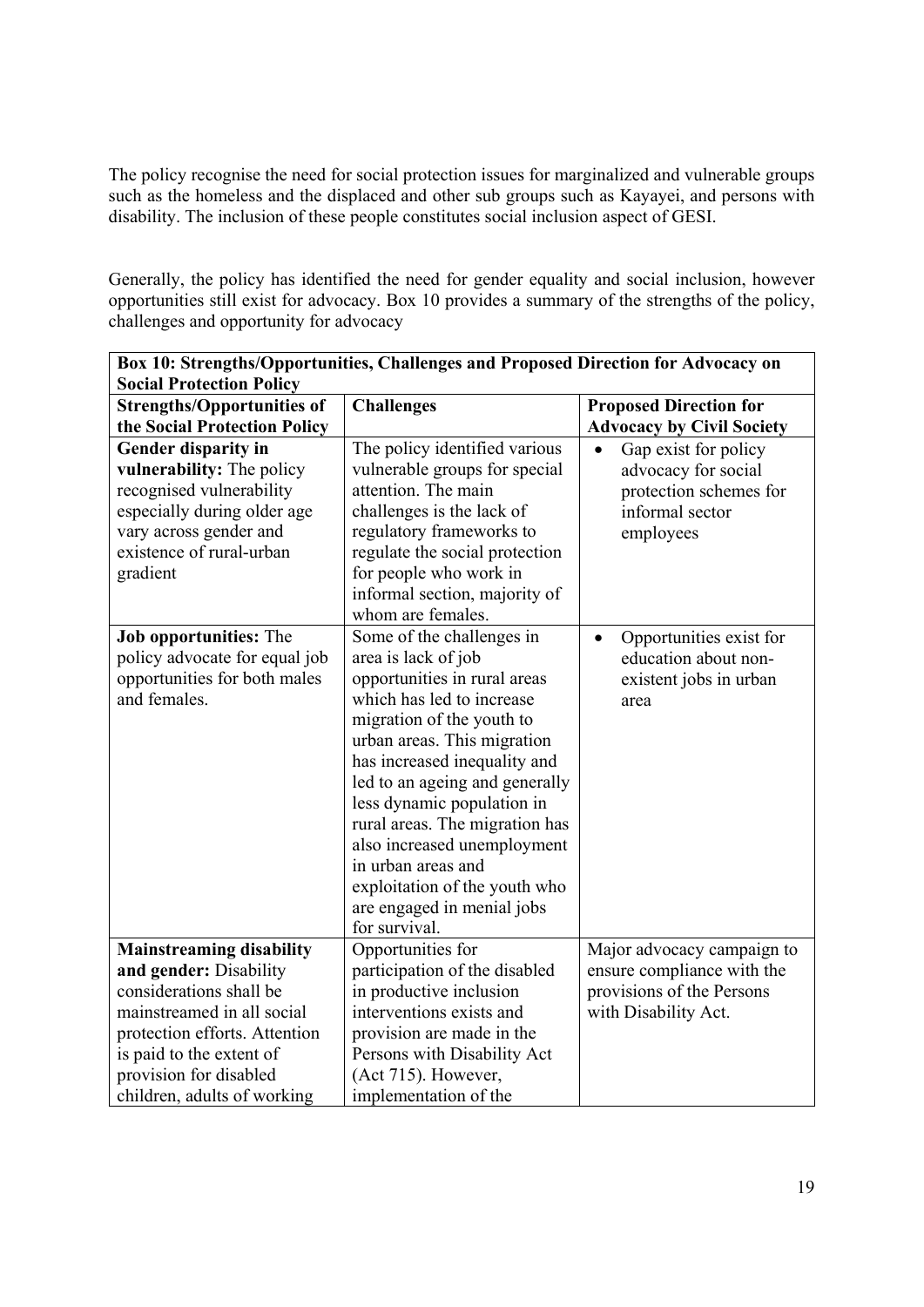The policy recognise the need for social protection issues for marginalized and vulnerable groups such as the homeless and the displaced and other sub groups such as Kayayei, and persons with disability. The inclusion of these people constitutes social inclusion aspect of GESI.

Generally, the policy has identified the need for gender equality and social inclusion, however opportunities still exist for advocacy. Box 10 provides a summary of the strengths of the policy, challenges and opportunity for advocacy

**Box 10: Strengths/Opportunities, Challenges and Proposed Direction for Advocacy on Social Protection Policy**

| Strengths/Opportunities of the Social Protection Policy | Challenges | Proposed Direction for Advocacy by Civil Society |
|---|---|---|
| **Gender disparity in vulnerability:** The policy recognised vulnerability especially during older age vary across gender and existence of rural-urban gradient | The policy identified various vulnerable groups for special attention. The main challenges is the lack of regulatory frameworks to regulate the social protection for people who work in informal section, majority of whom are females. | • Gap exist for policy advocacy for social protection schemes for informal sector employees |
| **Job opportunities:** The policy advocate for equal job opportunities for both males and females. | Some of the challenges in area is lack of job opportunities in rural areas which has led to increase migration of the youth to urban areas. This migration has increased inequality and led to an ageing and generally less dynamic population in rural areas. The migration has also increased unemployment in urban areas and exploitation of the youth who are engaged in menial jobs for survival. | • Opportunities exist for education about non-existent jobs in urban area |
| **Mainstreaming disability and gender:** Disability considerations shall be mainstreamed in all social protection efforts. Attention is paid to the extent of provision for disabled children, adults of working | Opportunities for participation of the disabled in productive inclusion interventions exists and provision are made in the Persons with Disability Act (Act 715). However, implementation of the | Major advocacy campaign to ensure compliance with the provisions of the Persons with Disability Act. |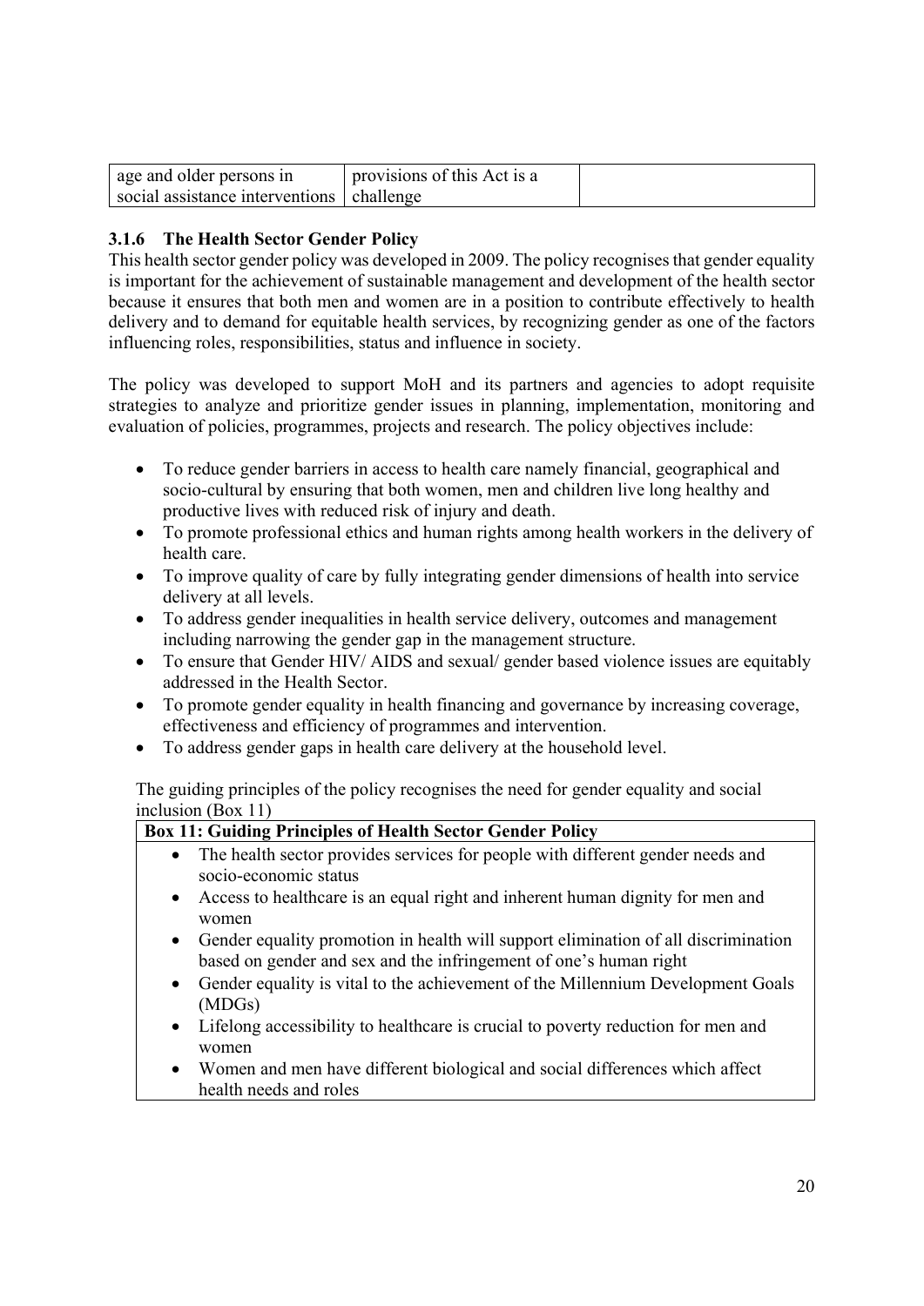| age and older persons in social assistance interventions | provisions of this Act is a challenge | |
|---|---|---|

### 3.1.6 The Health Sector Gender Policy

This health sector gender policy was developed in 2009. The policy recognises that gender equality is important for the achievement of sustainable management and development of the health sector because it ensures that both men and women are in a position to contribute effectively to health delivery and to demand for equitable health services, by recognizing gender as one of the factors influencing roles, responsibilities, status and influence in society.

The policy was developed to support MoH and its partners and agencies to adopt requisite strategies to analyze and prioritize gender issues in planning, implementation, monitoring and evaluation of policies, programmes, projects and research. The policy objectives include:

- To reduce gender barriers in access to health care namely financial, geographical and socio-cultural by ensuring that both women, men and children live long healthy and productive lives with reduced risk of injury and death.
- To promote professional ethics and human rights among health workers in the delivery of health care.
- To improve quality of care by fully integrating gender dimensions of health into service delivery at all levels.
- To address gender inequalities in health service delivery, outcomes and management including narrowing the gender gap in the management structure.
- To ensure that Gender HIV/ AIDS and sexual/ gender based violence issues are equitably addressed in the Health Sector.
- To promote gender equality in health financing and governance by increasing coverage, effectiveness and efficiency of programmes and intervention.
- To address gender gaps in health care delivery at the household level.

The guiding principles of the policy recognises the need for gender equality and social inclusion (Box 11)

| **Box 11: Guiding Principles of Health Sector Gender Policy** |
|---|
| • The health sector provides services for people with different gender needs and socio-economic status<br>• Access to healthcare is an equal right and inherent human dignity for men and women<br>• Gender equality promotion in health will support elimination of all discrimination based on gender and sex and the infringement of one's human right<br>• Gender equality is vital to the achievement of the Millennium Development Goals (MDGs)<br>• Lifelong accessibility to healthcare is crucial to poverty reduction for men and women<br>• Women and men have different biological and social differences which affect health needs and roles |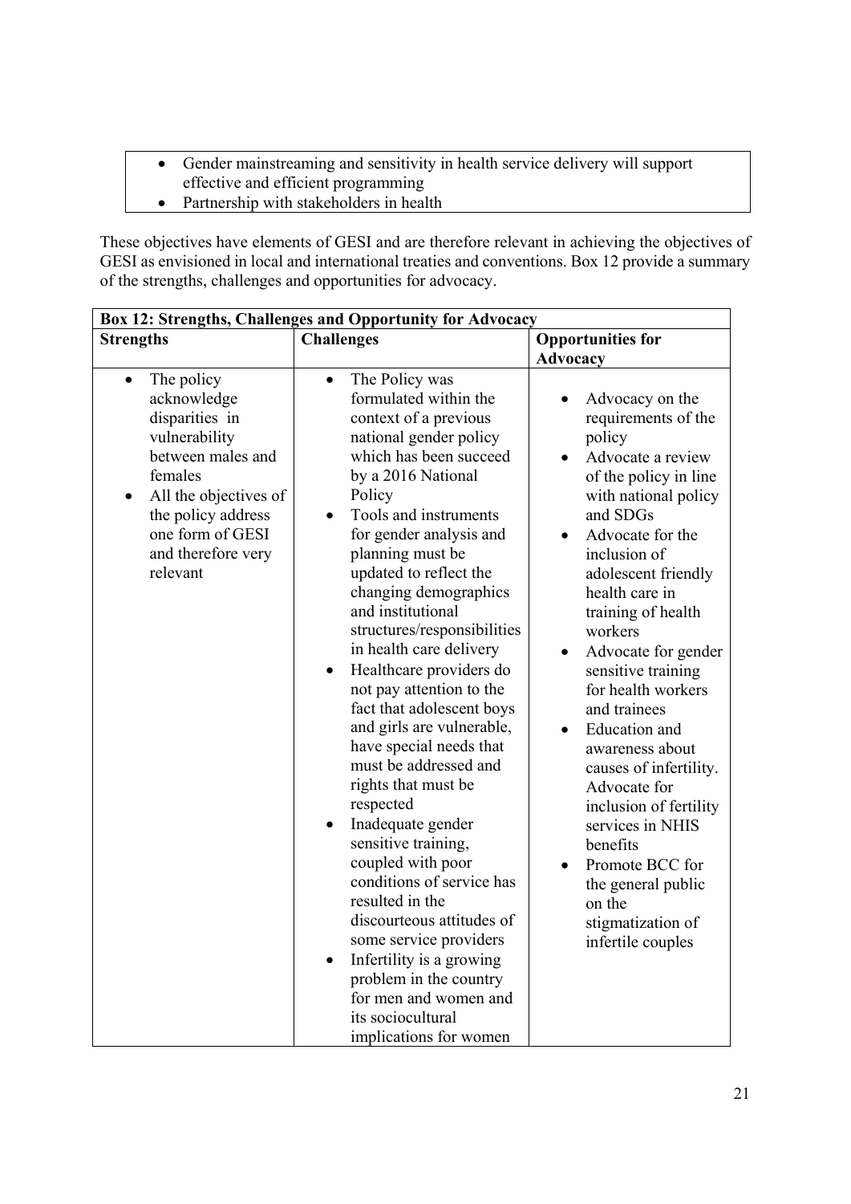- Gender mainstreaming and sensitivity in health service delivery will support effective and efficient programming
- Partnership with stakeholders in health

These objectives have elements of GESI and are therefore relevant in achieving the objectives of GESI as envisioned in local and international treaties and conventions. Box 12 provide a summary of the strengths, challenges and opportunities for advocacy.

| **Box 12: Strengths, Challenges and Opportunity for Advocacy** | | |
|---|---|---|
| **Strengths** | **Challenges** | **Opportunities for Advocacy** |
| • The policy acknowledge disparities in vulnerability between males and females<br>• All the objectives of the policy address one form of GESI and therefore very relevant | • The Policy was formulated within the context of a previous national gender policy which has been succeed by a 2016 National Policy<br>• Tools and instruments for gender analysis and planning must be updated to reflect the changing demographics and institutional structures/responsibilities in health care delivery<br>• Healthcare providers do not pay attention to the fact that adolescent boys and girls are vulnerable, have special needs that must be addressed and rights that must be respected<br>• Inadequate gender sensitive training, coupled with poor conditions of service has resulted in the discourteous attitudes of some service providers<br>• Infertility is a growing problem in the country for men and women and its sociocultural implications for women | • Advocacy on the requirements of the policy<br>• Advocate a review of the policy in line with national policy and SDGs<br>• Advocate for the inclusion of adolescent friendly health care in training of health workers<br>• Advocate for gender sensitive training for health workers and trainees<br>• Education and awareness about causes of infertility. Advocate for inclusion of fertility services in NHIS benefits<br>• Promote BCC for the general public on the stigmatization of infertile couples |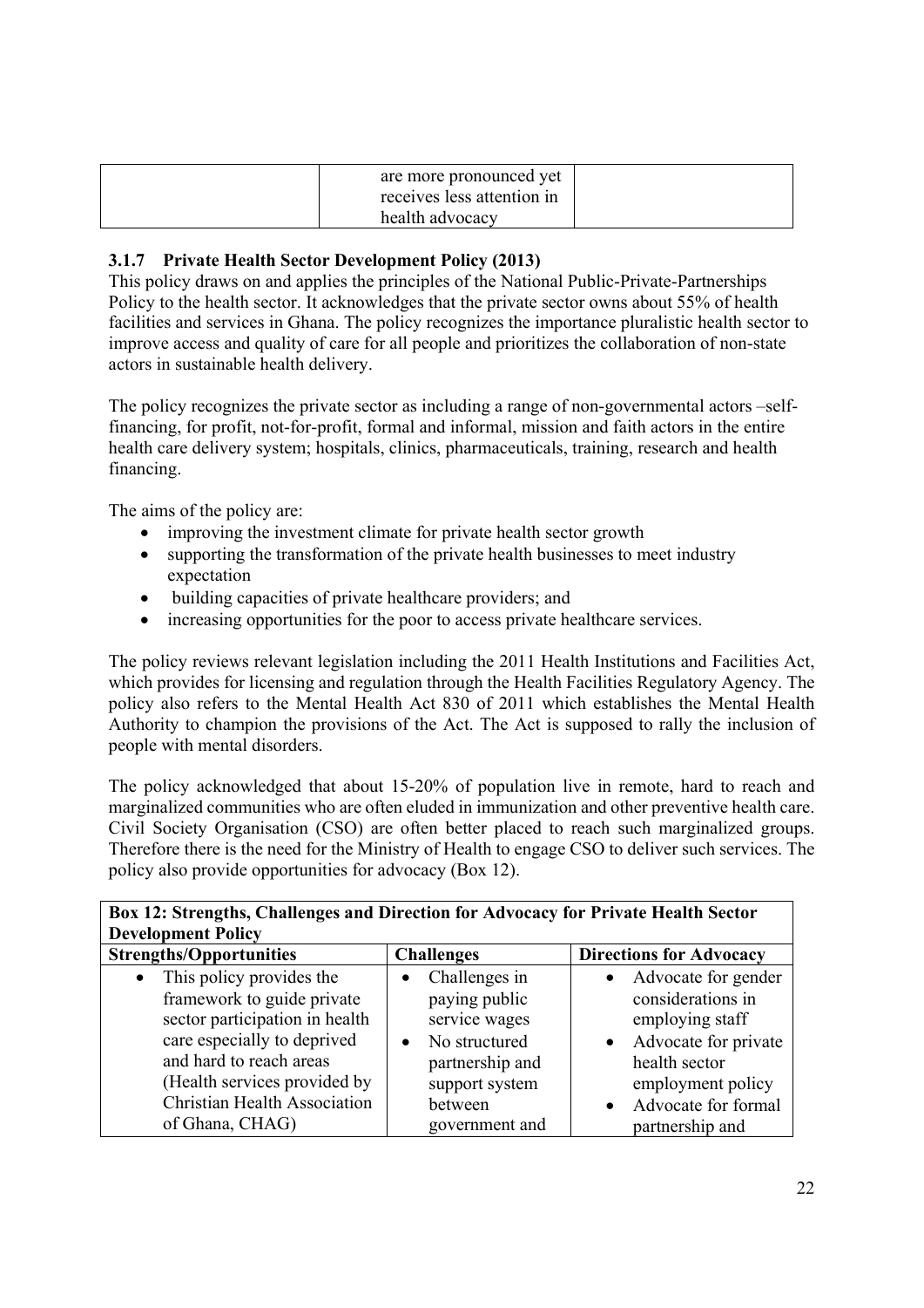|  | are more pronounced yet receives less attention in health advocacy |  |
|---|---|---|

### 3.1.7 Private Health Sector Development Policy (2013)

This policy draws on and applies the principles of the National Public-Private-Partnerships Policy to the health sector. It acknowledges that the private sector owns about 55% of health facilities and services in Ghana. The policy recognizes the importance pluralistic health sector to improve access and quality of care for all people and prioritizes the collaboration of non-state actors in sustainable health delivery.

The policy recognizes the private sector as including a range of non-governmental actors –self-financing, for profit, not-for-profit, formal and informal, mission and faith actors in the entire health care delivery system; hospitals, clinics, pharmaceuticals, training, research and health financing.

The aims of the policy are:

- improving the investment climate for private health sector growth
- supporting the transformation of the private health businesses to meet industry expectation
- building capacities of private healthcare providers; and
- increasing opportunities for the poor to access private healthcare services.

The policy reviews relevant legislation including the 2011 Health Institutions and Facilities Act, which provides for licensing and regulation through the Health Facilities Regulatory Agency. The policy also refers to the Mental Health Act 830 of 2011 which establishes the Mental Health Authority to champion the provisions of the Act. The Act is supposed to rally the inclusion of people with mental disorders.

The policy acknowledged that about 15-20% of population live in remote, hard to reach and marginalized communities who are often eluded in immunization and other preventive health care. Civil Society Organisation (CSO) are often better placed to reach such marginalized groups. Therefore there is the need for the Ministry of Health to engage CSO to deliver such services. The policy also provide opportunities for advocacy (Box 12).

**Box 12: Strengths, Challenges and Direction for Advocacy for Private Health Sector Development Policy**

| Strengths/Opportunities | Challenges | Directions for Advocacy |
|---|---|---|
| • This policy provides the framework to guide private sector participation in health care especially to deprived and hard to reach areas (Health services provided by Christian Health Association of Ghana, CHAG) | • Challenges in paying public service wages<br>• No structured partnership and support system between government and | • Advocate for gender considerations in employing staff<br>• Advocate for private health sector employment policy<br>• Advocate for formal partnership and |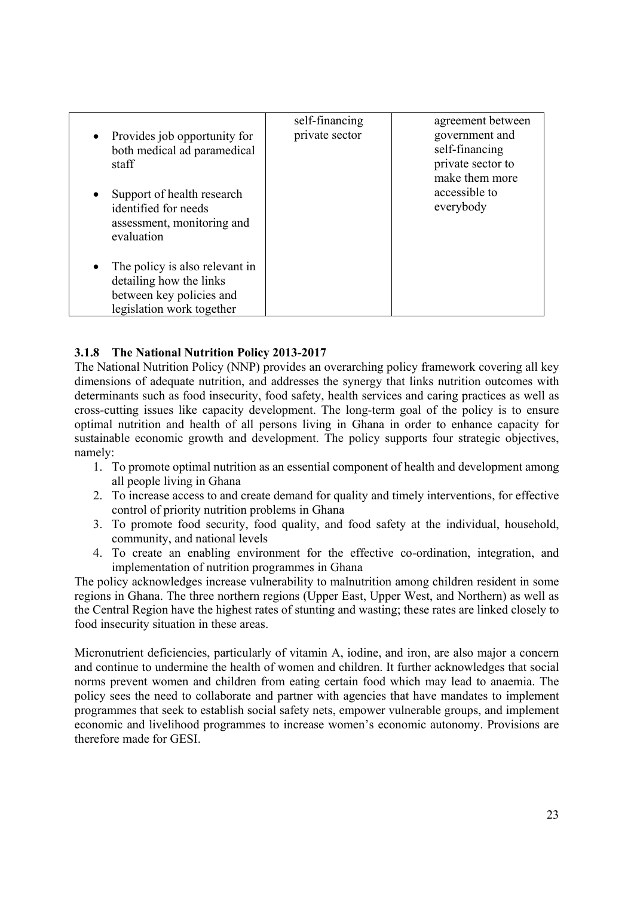| | | |
|---|---|---|
| • Provides job opportunity for both medical ad paramedical staff<br><br>• Support of health research identified for needs assessment, monitoring and evaluation<br><br>• The policy is also relevant in detailing how the links between key policies and legislation work together | self-financing private sector | agreement between government and self-financing private sector to make them more accessible to everybody |

### 3.1.8 The National Nutrition Policy 2013-2017

The National Nutrition Policy (NNP) provides an overarching policy framework covering all key dimensions of adequate nutrition, and addresses the synergy that links nutrition outcomes with determinants such as food insecurity, food safety, health services and caring practices as well as cross-cutting issues like capacity development. The long-term goal of the policy is to ensure optimal nutrition and health of all persons living in Ghana in order to enhance capacity for sustainable economic growth and development. The policy supports four strategic objectives, namely:

1. To promote optimal nutrition as an essential component of health and development among all people living in Ghana
2. To increase access to and create demand for quality and timely interventions, for effective control of priority nutrition problems in Ghana
3. To promote food security, food quality, and food safety at the individual, household, community, and national levels
4. To create an enabling environment for the effective co-ordination, integration, and implementation of nutrition programmes in Ghana

The policy acknowledges increase vulnerability to malnutrition among children resident in some regions in Ghana. The three northern regions (Upper East, Upper West, and Northern) as well as the Central Region have the highest rates of stunting and wasting; these rates are linked closely to food insecurity situation in these areas.

Micronutrient deficiencies, particularly of vitamin A, iodine, and iron, are also major a concern and continue to undermine the health of women and children. It further acknowledges that social norms prevent women and children from eating certain food which may lead to anaemia. The policy sees the need to collaborate and partner with agencies that have mandates to implement programmes that seek to establish social safety nets, empower vulnerable groups, and implement economic and livelihood programmes to increase women's economic autonomy. Provisions are therefore made for GESI.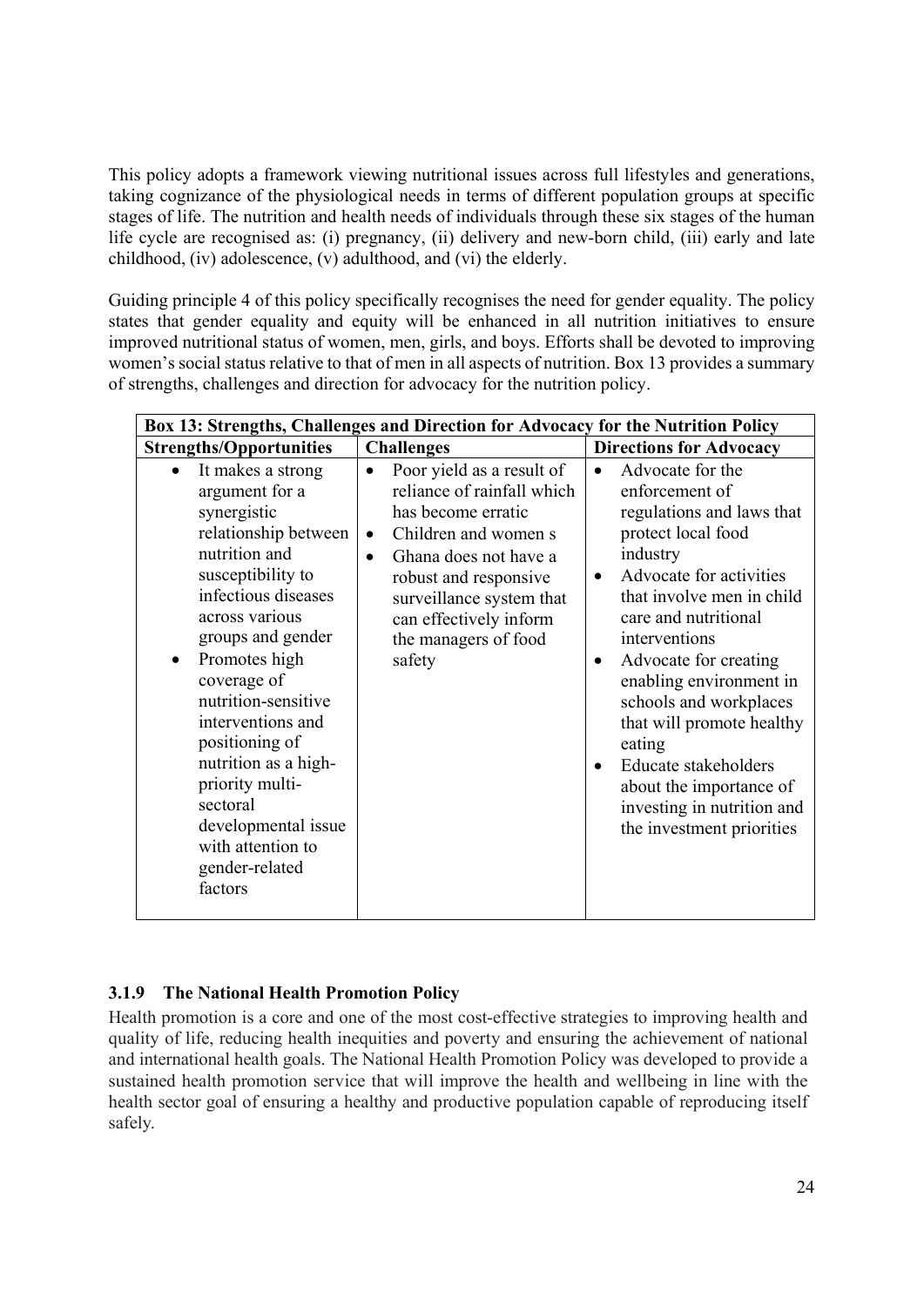This policy adopts a framework viewing nutritional issues across full lifestyles and generations, taking cognizance of the physiological needs in terms of different population groups at specific stages of life. The nutrition and health needs of individuals through these six stages of the human life cycle are recognised as: (i) pregnancy, (ii) delivery and new-born child, (iii) early and late childhood, (iv) adolescence, (v) adulthood, and (vi) the elderly.

Guiding principle 4 of this policy specifically recognises the need for gender equality. The policy states that gender equality and equity will be enhanced in all nutrition initiatives to ensure improved nutritional status of women, men, girls, and boys. Efforts shall be devoted to improving women's social status relative to that of men in all aspects of nutrition. Box 13 provides a summary of strengths, challenges and direction for advocacy for the nutrition policy.

| Box 13: Strengths, Challenges and Direction for Advocacy for the Nutrition Policy | | |
|---|---|---|
| **Strengths/Opportunities** | **Challenges** | **Directions for Advocacy** |
| • It makes a strong argument for a synergistic relationship between nutrition and susceptibility to infectious diseases across various groups and gender<br>• Promotes high coverage of nutrition-sensitive interventions and positioning of nutrition as a high-priority multi-sectoral developmental issue with attention to gender-related factors | • Poor yield as a result of reliance of rainfall which has become erratic<br>• Children and women s<br>• Ghana does not have a robust and responsive surveillance system that can effectively inform the managers of food safety | • Advocate for the enforcement of regulations and laws that protect local food industry<br>• Advocate for activities that involve men in child care and nutritional interventions<br>• Advocate for creating enabling environment in schools and workplaces that will promote healthy eating<br>• Educate stakeholders about the importance of investing in nutrition and the investment priorities |

### 3.1.9 The National Health Promotion Policy

Health promotion is a core and one of the most cost-effective strategies to improving health and quality of life, reducing health inequities and poverty and ensuring the achievement of national and international health goals. The National Health Promotion Policy was developed to provide a sustained health promotion service that will improve the health and wellbeing in line with the health sector goal of ensuring a healthy and productive population capable of reproducing itself safely.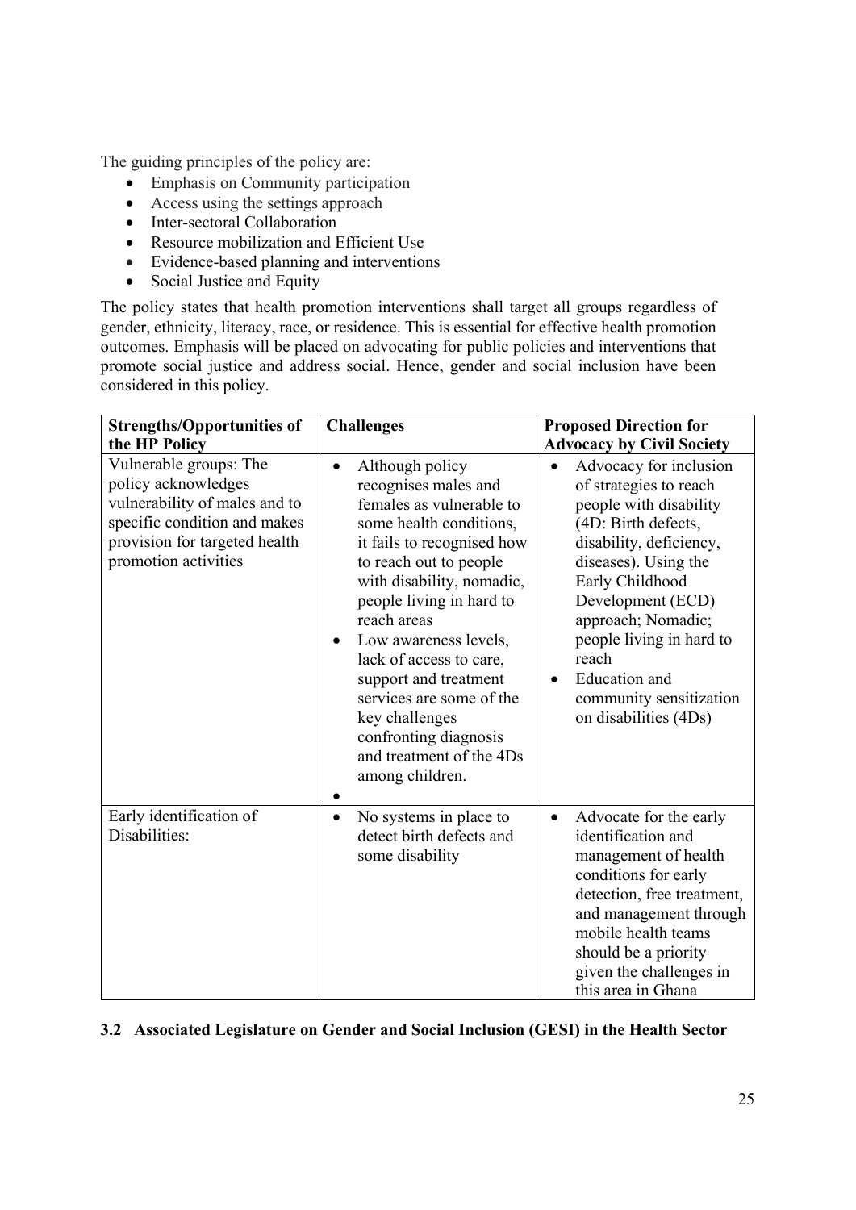The guiding principles of the policy are:

- Emphasis on Community participation
- Access using the settings approach
- Inter-sectoral Collaboration
- Resource mobilization and Efficient Use
- Evidence-based planning and interventions
- Social Justice and Equity

The policy states that health promotion interventions shall target all groups regardless of gender, ethnicity, literacy, race, or residence. This is essential for effective health promotion outcomes. Emphasis will be placed on advocating for public policies and interventions that promote social justice and address social. Hence, gender and social inclusion have been considered in this policy.

| **Strengths/Opportunities of the HP Policy** | **Challenges** | **Proposed Direction for Advocacy by Civil Society** |
|---|---|---|
| Vulnerable groups: The policy acknowledges vulnerability of males and to specific condition and makes provision for targeted health promotion activities | • Although policy recognises males and females as vulnerable to some health conditions, it fails to recognised how to reach out to people with disability, nomadic, people living in hard to reach areas<br>• Low awareness levels, lack of access to care, support and treatment services are some of the key challenges confronting diagnosis and treatment of the 4Ds among children.<br>• | • Advocacy for inclusion of strategies to reach people with disability (4D: Birth defects, disability, deficiency, diseases). Using the Early Childhood Development (ECD) approach; Nomadic; people living in hard to reach<br>• Education and community sensitization on disabilities (4Ds) |
| Early identification of Disabilities: | • No systems in place to detect birth defects and some disability | • Advocate for the early identification and management of health conditions for early detection, free treatment, and management through mobile health teams should be a priority given the challenges in this area in Ghana |

### 3.2 Associated Legislature on Gender and Social Inclusion (GESI) in the Health Sector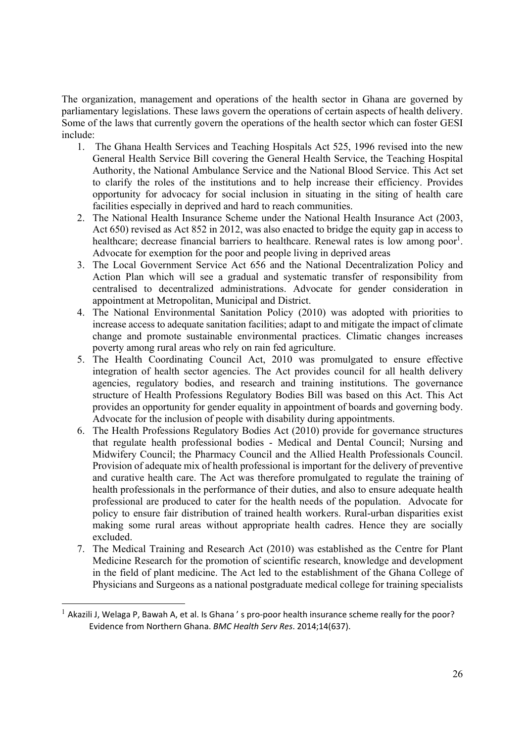The organization, management and operations of the health sector in Ghana are governed by parliamentary legislations. These laws govern the operations of certain aspects of health delivery. Some of the laws that currently govern the operations of the health sector which can foster GESI include:

1. The Ghana Health Services and Teaching Hospitals Act 525, 1996 revised into the new General Health Service Bill covering the General Health Service, the Teaching Hospital Authority, the National Ambulance Service and the National Blood Service. This Act set to clarify the roles of the institutions and to help increase their efficiency. Provides opportunity for advocacy for social inclusion in situating in the siting of health care facilities especially in deprived and hard to reach communities.
2. The National Health Insurance Scheme under the National Health Insurance Act (2003, Act 650) revised as Act 852 in 2012, was also enacted to bridge the equity gap in access to healthcare; decrease financial barriers to healthcare. Renewal rates is low among poor[1]. Advocate for exemption for the poor and people living in deprived areas
3. The Local Government Service Act 656 and the National Decentralization Policy and Action Plan which will see a gradual and systematic transfer of responsibility from centralised to decentralized administrations. Advocate for gender consideration in appointment at Metropolitan, Municipal and District.
4. The National Environmental Sanitation Policy (2010) was adopted with priorities to increase access to adequate sanitation facilities; adapt to and mitigate the impact of climate change and promote sustainable environmental practices. Climatic changes increases poverty among rural areas who rely on rain fed agriculture.
5. The Health Coordinating Council Act, 2010 was promulgated to ensure effective integration of health sector agencies. The Act provides council for all health delivery agencies, regulatory bodies, and research and training institutions. The governance structure of Health Professions Regulatory Bodies Bill was based on this Act. This Act provides an opportunity for gender equality in appointment of boards and governing body. Advocate for the inclusion of people with disability during appointments.
6. The Health Professions Regulatory Bodies Act (2010) provide for governance structures that regulate health professional bodies - Medical and Dental Council; Nursing and Midwifery Council; the Pharmacy Council and the Allied Health Professionals Council. Provision of adequate mix of health professional is important for the delivery of preventive and curative health care. The Act was therefore promulgated to regulate the training of health professionals in the performance of their duties, and also to ensure adequate health professional are produced to cater for the health needs of the population. Advocate for policy to ensure fair distribution of trained health workers. Rural-urban disparities exist making some rural areas without appropriate health cadres. Hence they are socially excluded.
7. The Medical Training and Research Act (2010) was established as the Centre for Plant Medicine Research for the promotion of scientific research, knowledge and development in the field of plant medicine. The Act led to the establishment of the Ghana College of Physicians and Surgeons as a national postgraduate medical college for training specialists

[1] Akazili J, Welaga P, Bawah A, et al. Is Ghana ' s pro-poor health insurance scheme really for the poor? Evidence from Northern Ghana. *BMC Health Serv Res*. 2014;14(637).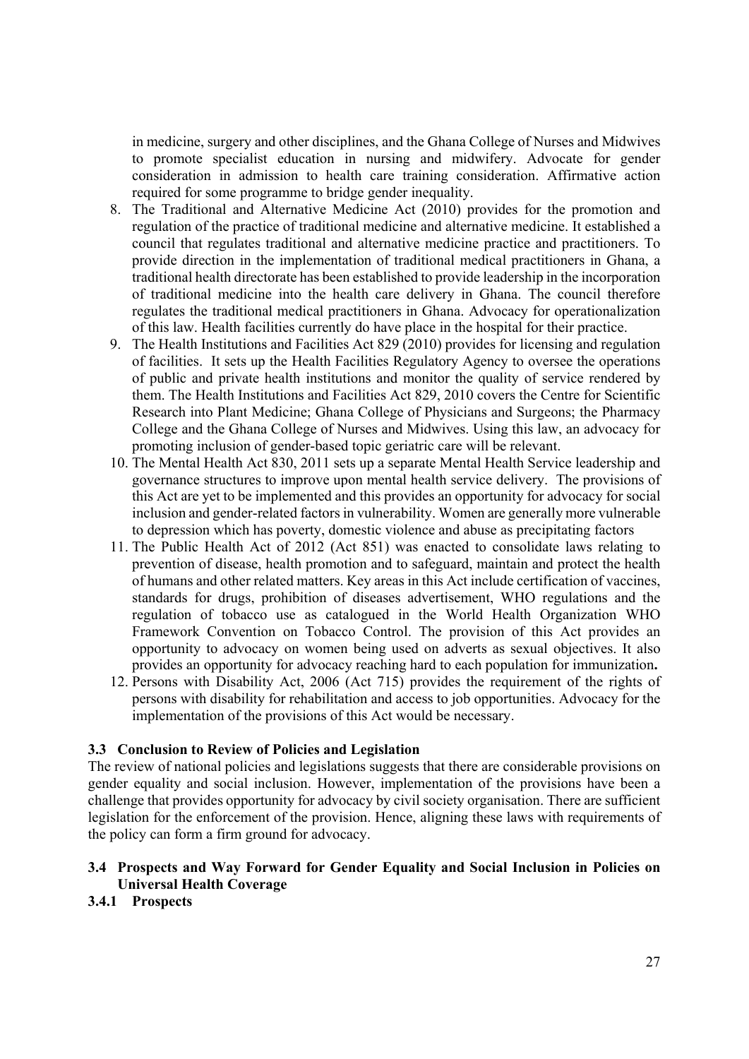in medicine, surgery and other disciplines, and the Ghana College of Nurses and Midwives to promote specialist education in nursing and midwifery. Advocate for gender consideration in admission to health care training consideration. Affirmative action required for some programme to bridge gender inequality.

8. The Traditional and Alternative Medicine Act (2010) provides for the promotion and regulation of the practice of traditional medicine and alternative medicine. It established a council that regulates traditional and alternative medicine practice and practitioners. To provide direction in the implementation of traditional medical practitioners in Ghana, a traditional health directorate has been established to provide leadership in the incorporation of traditional medicine into the health care delivery in Ghana. The council therefore regulates the traditional medical practitioners in Ghana. Advocacy for operationalization of this law. Health facilities currently do have place in the hospital for their practice.
9. The Health Institutions and Facilities Act 829 (2010) provides for licensing and regulation of facilities. It sets up the Health Facilities Regulatory Agency to oversee the operations of public and private health institutions and monitor the quality of service rendered by them. The Health Institutions and Facilities Act 829, 2010 covers the Centre for Scientific Research into Plant Medicine; Ghana College of Physicians and Surgeons; the Pharmacy College and the Ghana College of Nurses and Midwives. Using this law, an advocacy for promoting inclusion of gender-based topic geriatric care will be relevant.
10. The Mental Health Act 830, 2011 sets up a separate Mental Health Service leadership and governance structures to improve upon mental health service delivery. The provisions of this Act are yet to be implemented and this provides an opportunity for advocacy for social inclusion and gender-related factors in vulnerability. Women are generally more vulnerable to depression which has poverty, domestic violence and abuse as precipitating factors
11. The Public Health Act of 2012 (Act 851) was enacted to consolidate laws relating to prevention of disease, health promotion and to safeguard, maintain and protect the health of humans and other related matters. Key areas in this Act include certification of vaccines, standards for drugs, prohibition of diseases advertisement, WHO regulations and the regulation of tobacco use as catalogued in the World Health Organization WHO Framework Convention on Tobacco Control. The provision of this Act provides an opportunity to advocacy on women being used on adverts as sexual objectives. It also provides an opportunity for advocacy reaching hard to each population for immunization**.**
12. Persons with Disability Act, 2006 (Act 715) provides the requirement of the rights of persons with disability for rehabilitation and access to job opportunities. Advocacy for the implementation of the provisions of this Act would be necessary.

### 3.3 Conclusion to Review of Policies and Legislation

The review of national policies and legislations suggests that there are considerable provisions on gender equality and social inclusion. However, implementation of the provisions have been a challenge that provides opportunity for advocacy by civil society organisation. There are sufficient legislation for the enforcement of the provision. Hence, aligning these laws with requirements of the policy can form a firm ground for advocacy.

### 3.4 Prospects and Way Forward for Gender Equality and Social Inclusion in Policies on Universal Health Coverage

#### 3.4.1 Prospects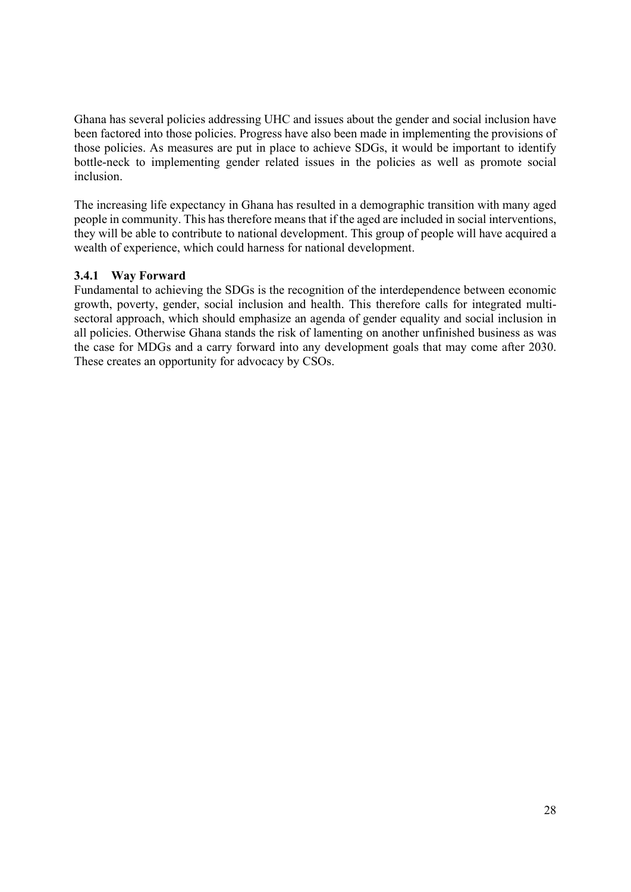Ghana has several policies addressing UHC and issues about the gender and social inclusion have been factored into those policies. Progress have also been made in implementing the provisions of those policies. As measures are put in place to achieve SDGs, it would be important to identify bottle-neck to implementing gender related issues in the policies as well as promote social inclusion.

The increasing life expectancy in Ghana has resulted in a demographic transition with many aged people in community. This has therefore means that if the aged are included in social interventions, they will be able to contribute to national development. This group of people will have acquired a wealth of experience, which could harness for national development.

### 3.4.1 Way Forward

Fundamental to achieving the SDGs is the recognition of the interdependence between economic growth, poverty, gender, social inclusion and health. This therefore calls for integrated multi-sectoral approach, which should emphasize an agenda of gender equality and social inclusion in all policies. Otherwise Ghana stands the risk of lamenting on another unfinished business as was the case for MDGs and a carry forward into any development goals that may come after 2030. These creates an opportunity for advocacy by CSOs.